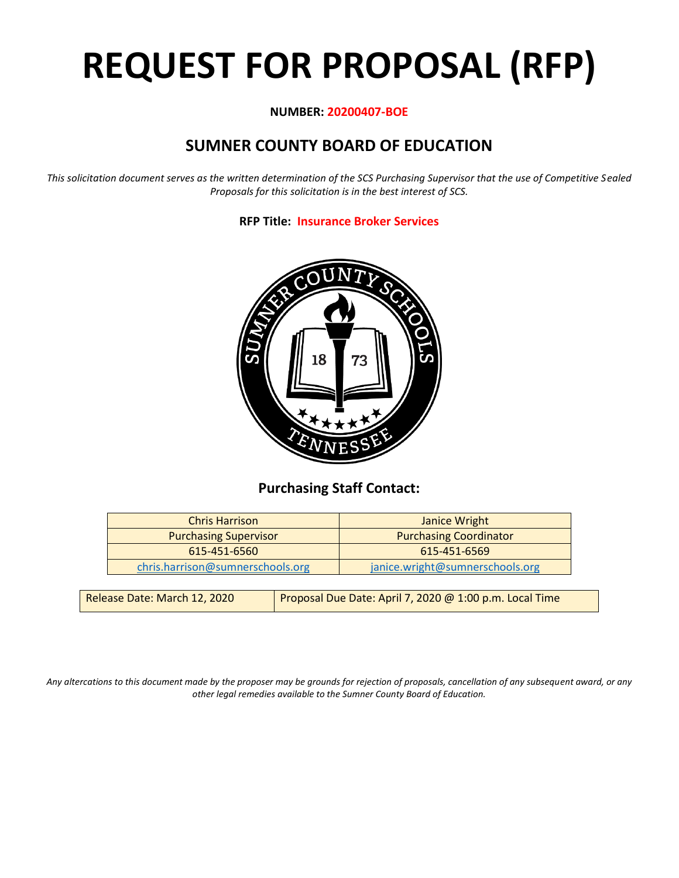# REQUEST FOR PROPOSAL (RFP)

**NUMBER: 20200407-BOE**

## SUMNER COUNTY BOARD OF EDUCATION

*This solicitation document serves as the written determination of the SCS Purchasing Supervisor that the use of Competitive Sealed Proposals for this solicitation is in the best interest of SCS.*

**RFP Title: Insurance Broker Services**

### Purchasing Staff Contact:

| Chris Harrison | Janice Wright |
|---|---|
| Purchasing Supervisor | Purchasing Coordinator |
| 615-451-6560 | 615-451-6569 |
| chris.harrison@sumnerschools.org | janice.wright@sumnerschools.org |

| Release Date: March 12, 2020 | Proposal Due Date: April 7, 2020 @ 1:00 p.m. Local Time |
|---|---|

*Any altercations to this document made by the proposer may be grounds for rejection of proposals, cancellation of any subsequent award, or any other legal remedies available to the Sumner County Board of Education.*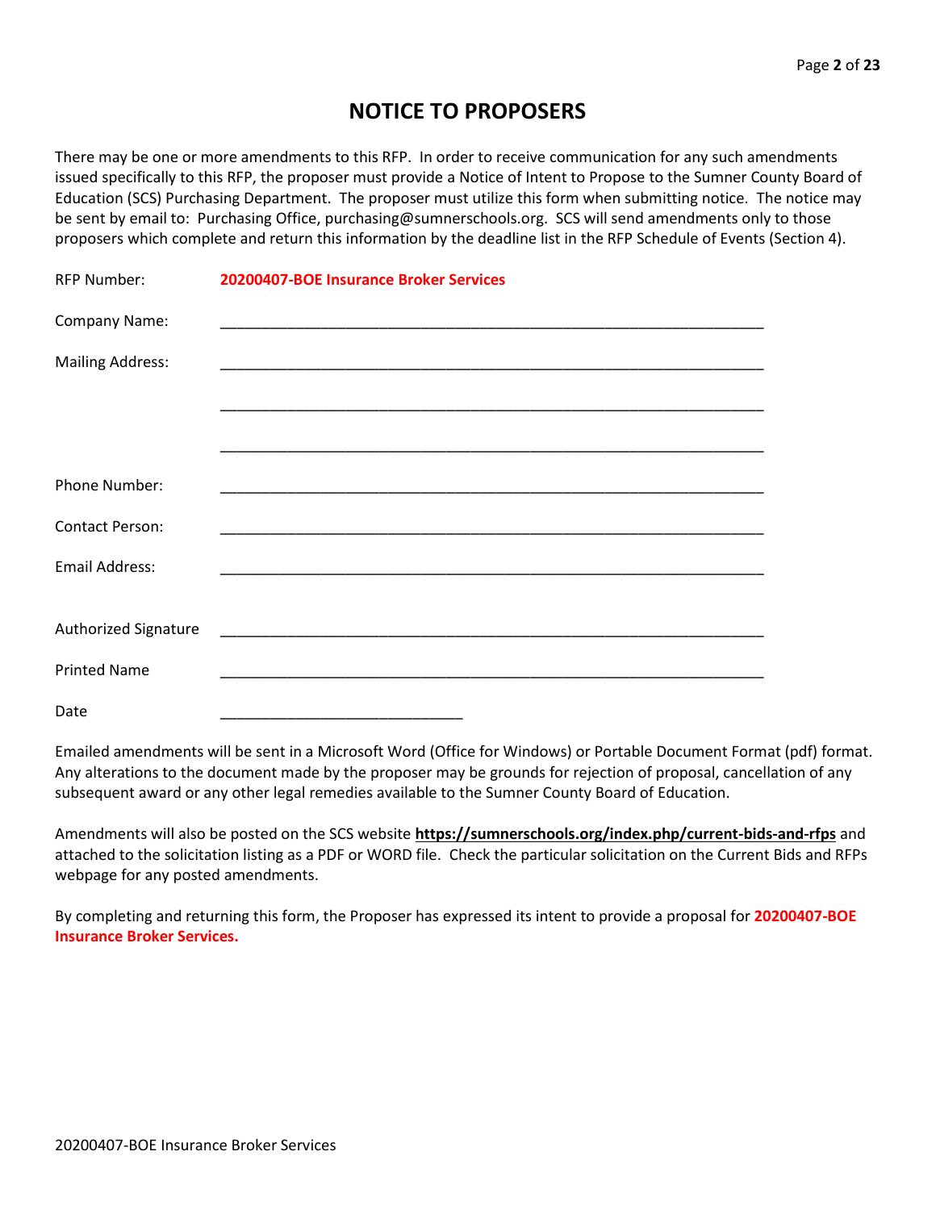# NOTICE TO PROPOSERS

There may be one or more amendments to this RFP. In order to receive communication for any such amendments issued specifically to this RFP, the proposer must provide a Notice of Intent to Propose to the Sumner County Board of Education (SCS) Purchasing Department. The proposer must utilize this form when submitting notice. The notice may be sent by email to: Purchasing Office, purchasing@sumnerschools.org. SCS will send amendments only to those proposers which complete and return this information by the deadline list in the RFP Schedule of Events (Section 4).

RFP Number: **20200407-BOE Insurance Broker Services**

Company Name: ______________________________________________________________

Mailing Address: ______________________________________________________________

______________________________________________________________

______________________________________________________________

Phone Number: ______________________________________________________________

Contact Person: ______________________________________________________________

Email Address: ______________________________________________________________

Authorized Signature ______________________________________________________________

Printed Name ______________________________________________________________

Date ____________________________

Emailed amendments will be sent in a Microsoft Word (Office for Windows) or Portable Document Format (pdf) format. Any alterations to the document made by the proposer may be grounds for rejection of proposal, cancellation of any subsequent award or any other legal remedies available to the Sumner County Board of Education.

Amendments will also be posted on the SCS website **https://sumnerschools.org/index.php/current-bids-and-rfps** and attached to the solicitation listing as a PDF or WORD file. Check the particular solicitation on the Current Bids and RFPs webpage for any posted amendments.

By completing and returning this form, the Proposer has expressed its intent to provide a proposal for **20200407-BOE Insurance Broker Services.**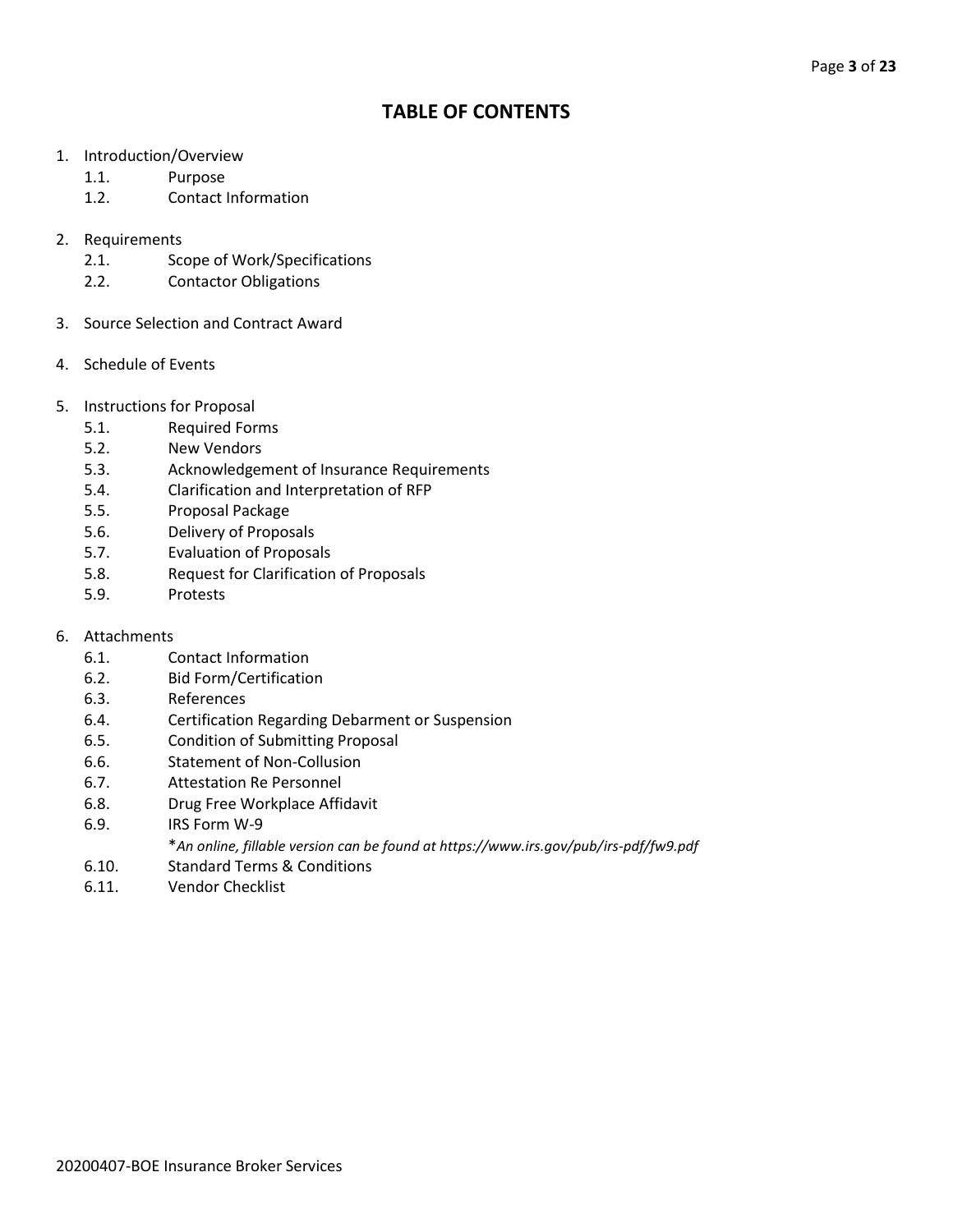# TABLE OF CONTENTS

1. Introduction/Overview
   - 1.1. Purpose
   - 1.2. Contact Information

2. Requirements
   - 2.1. Scope of Work/Specifications
   - 2.2. Contactor Obligations

3. Source Selection and Contract Award

4. Schedule of Events

5. Instructions for Proposal
   - 5.1. Required Forms
   - 5.2. New Vendors
   - 5.3. Acknowledgement of Insurance Requirements
   - 5.4. Clarification and Interpretation of RFP
   - 5.5. Proposal Package
   - 5.6. Delivery of Proposals
   - 5.7. Evaluation of Proposals
   - 5.8. Request for Clarification of Proposals
   - 5.9. Protests

6. Attachments
   - 6.1. Contact Information
   - 6.2. Bid Form/Certification
   - 6.3. References
   - 6.4. Certification Regarding Debarment or Suspension
   - 6.5. Condition of Submitting Proposal
   - 6.6. Statement of Non-Collusion
   - 6.7. Attestation Re Personnel
   - 6.8. Drug Free Workplace Affidavit
   - 6.9. IRS Form W-9
     
     **An online, fillable version can be found at https://www.irs.gov/pub/irs-pdf/fw9.pdf*
   - 6.10. Standard Terms & Conditions
   - 6.11. Vendor Checklist

20200407-BOE Insurance Broker Services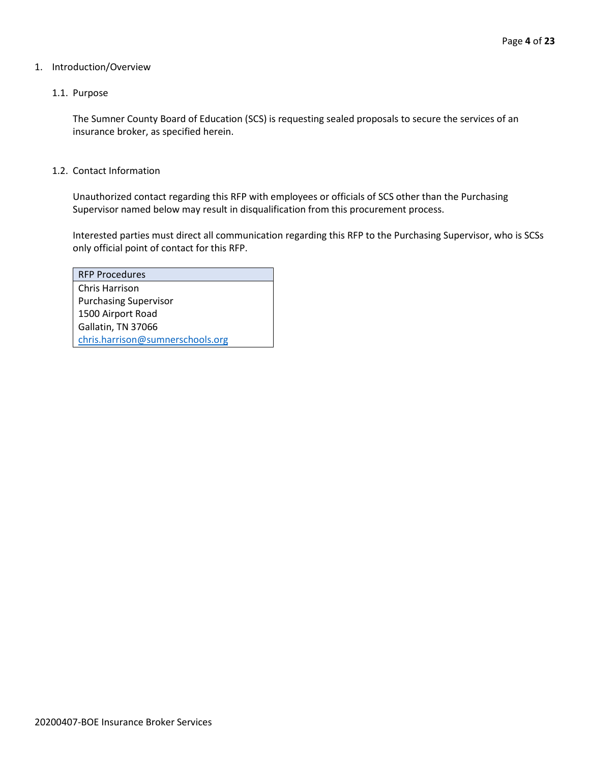1. Introduction/Overview

   1.1. Purpose

   The Sumner County Board of Education (SCS) is requesting sealed proposals to secure the services of an insurance broker, as specified herein.

   1.2. Contact Information

   Unauthorized contact regarding this RFP with employees or officials of SCS other than the Purchasing Supervisor named below may result in disqualification from this procurement process.

   Interested parties must direct all communication regarding this RFP to the Purchasing Supervisor, who is SCSs only official point of contact for this RFP.

| RFP Procedures |
| --- |
| Chris Harrison<br>Purchasing Supervisor<br>1500 Airport Road<br>Gallatin, TN 37066<br>chris.harrison@sumnerschools.org |

20200407-BOE Insurance Broker Services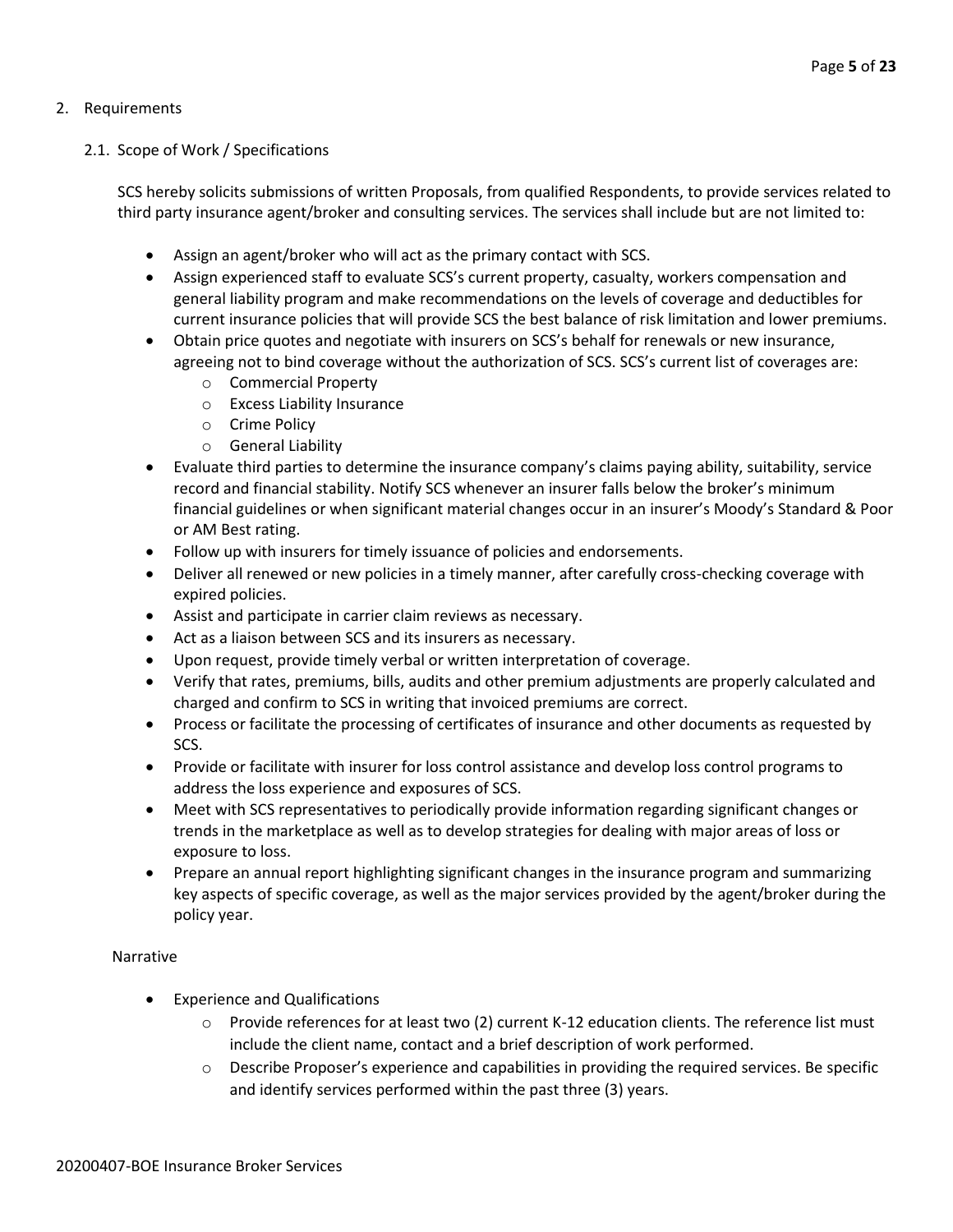2. Requirements

   2.1. Scope of Work / Specifications

SCS hereby solicits submissions of written Proposals, from qualified Respondents, to provide services related to third party insurance agent/broker and consulting services. The services shall include but are not limited to:

- Assign an agent/broker who will act as the primary contact with SCS.
- Assign experienced staff to evaluate SCS's current property, casualty, workers compensation and general liability program and make recommendations on the levels of coverage and deductibles for current insurance policies that will provide SCS the best balance of risk limitation and lower premiums.
- Obtain price quotes and negotiate with insurers on SCS's behalf for renewals or new insurance, agreeing not to bind coverage without the authorization of SCS. SCS's current list of coverages are:
  - Commercial Property
  - Excess Liability Insurance
  - Crime Policy
  - General Liability
- Evaluate third parties to determine the insurance company's claims paying ability, suitability, service record and financial stability. Notify SCS whenever an insurer falls below the broker's minimum financial guidelines or when significant material changes occur in an insurer's Moody's Standard & Poor or AM Best rating.
- Follow up with insurers for timely issuance of policies and endorsements.
- Deliver all renewed or new policies in a timely manner, after carefully cross-checking coverage with expired policies.
- Assist and participate in carrier claim reviews as necessary.
- Act as a liaison between SCS and its insurers as necessary.
- Upon request, provide timely verbal or written interpretation of coverage.
- Verify that rates, premiums, bills, audits and other premium adjustments are properly calculated and charged and confirm to SCS in writing that invoiced premiums are correct.
- Process or facilitate the processing of certificates of insurance and other documents as requested by SCS.
- Provide or facilitate with insurer for loss control assistance and develop loss control programs to address the loss experience and exposures of SCS.
- Meet with SCS representatives to periodically provide information regarding significant changes or trends in the marketplace as well as to develop strategies for dealing with major areas of loss or exposure to loss.
- Prepare an annual report highlighting significant changes in the insurance program and summarizing key aspects of specific coverage, as well as the major services provided by the agent/broker during the policy year.

Narrative

- Experience and Qualifications
  - Provide references for at least two (2) current K-12 education clients. The reference list must include the client name, contact and a brief description of work performed.
  - Describe Proposer's experience and capabilities in providing the required services. Be specific and identify services performed within the past three (3) years.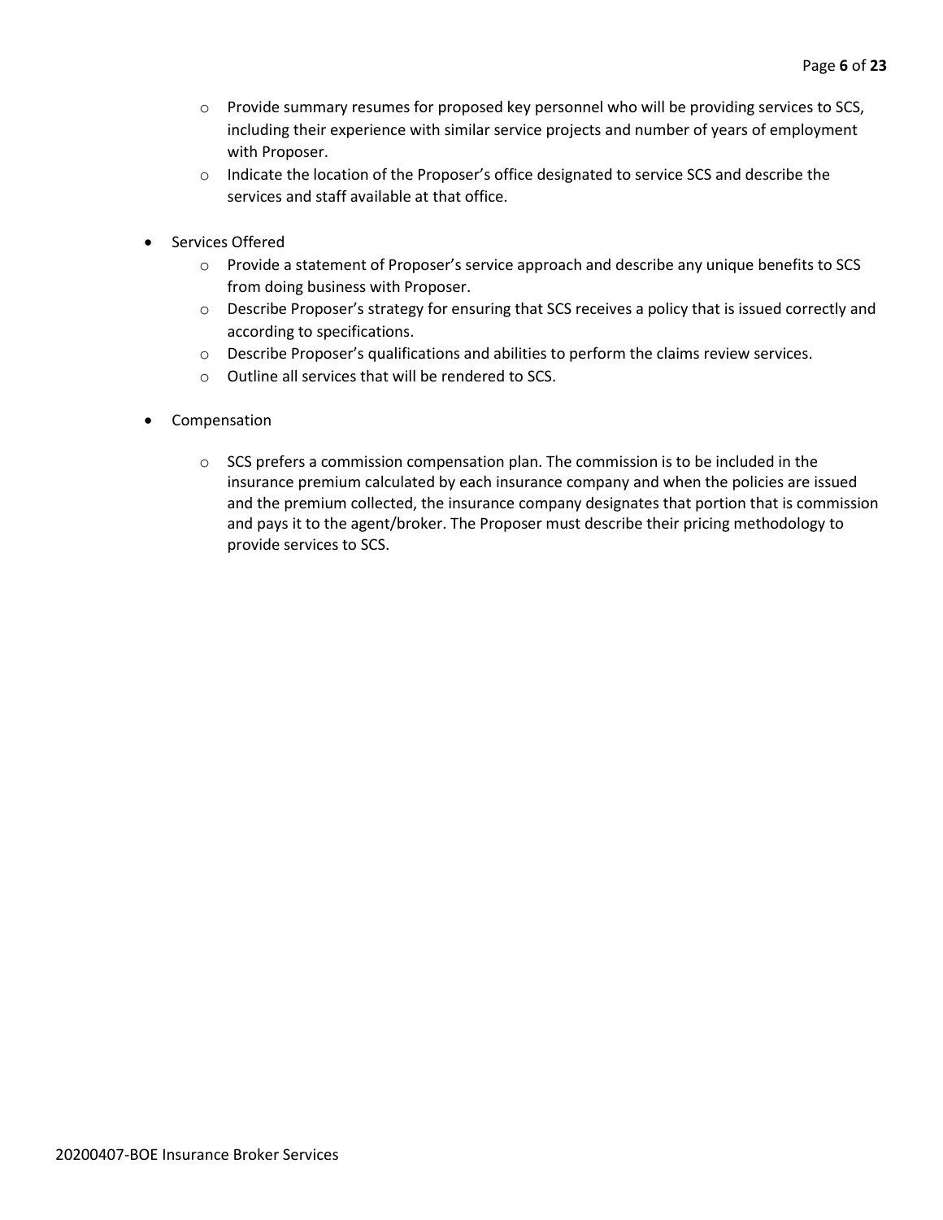- Provide summary resumes for proposed key personnel who will be providing services to SCS, including their experience with similar service projects and number of years of employment with Proposer.
  - Indicate the location of the Proposer's office designated to service SCS and describe the services and staff available at that office.

- Services Offered
  - Provide a statement of Proposer's service approach and describe any unique benefits to SCS from doing business with Proposer.
  - Describe Proposer's strategy for ensuring that SCS receives a policy that is issued correctly and according to specifications.
  - Describe Proposer's qualifications and abilities to perform the claims review services.
  - Outline all services that will be rendered to SCS.

- Compensation
  - SCS prefers a commission compensation plan. The commission is to be included in the insurance premium calculated by each insurance company and when the policies are issued and the premium collected, the insurance company designates that portion that is commission and pays it to the agent/broker. The Proposer must describe their pricing methodology to provide services to SCS.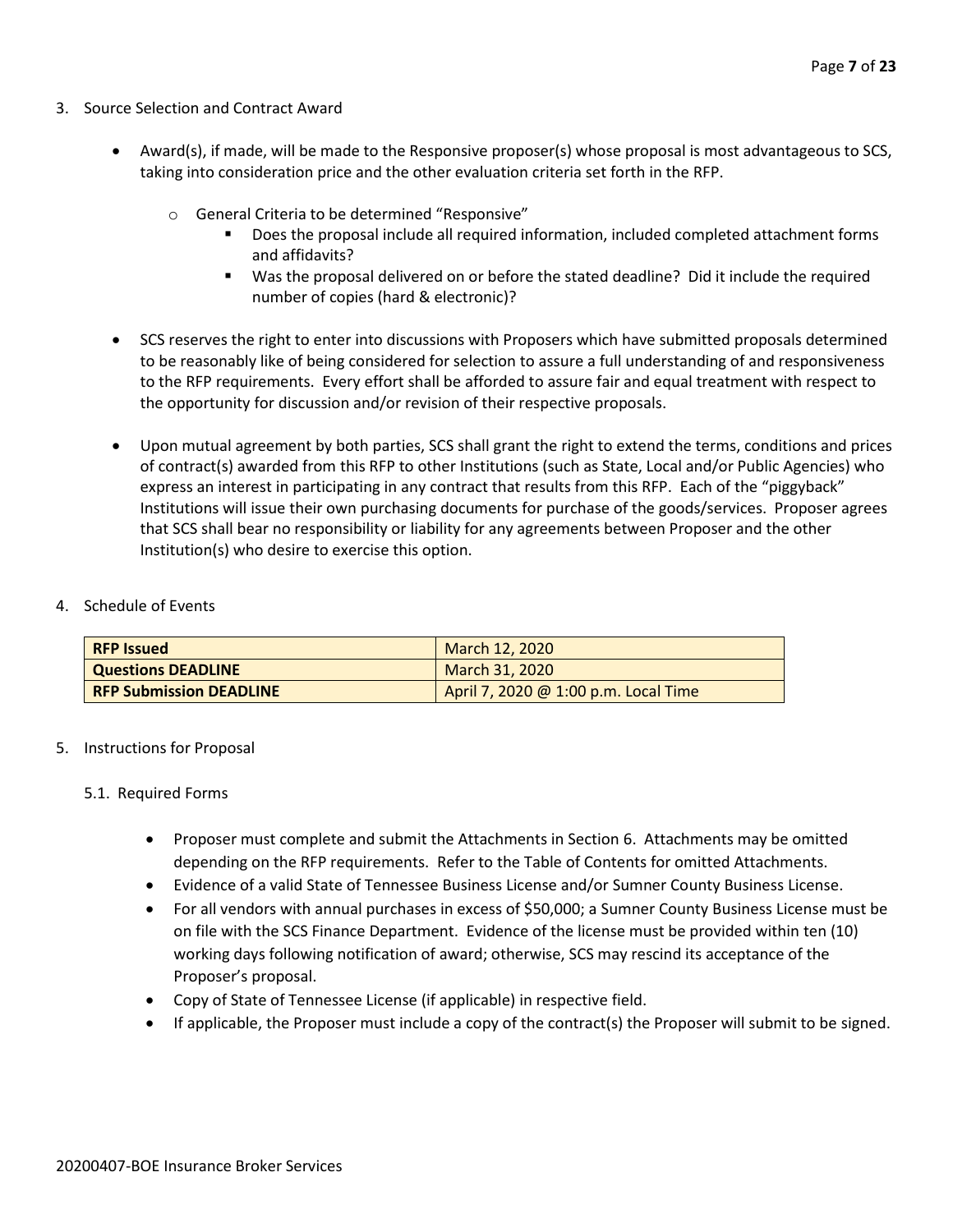3. Source Selection and Contract Award

- Award(s), if made, will be made to the Responsive proposer(s) whose proposal is most advantageous to SCS, taking into consideration price and the other evaluation criteria set forth in the RFP.
  - General Criteria to be determined "Responsive"
    - Does the proposal include all required information, included completed attachment forms and affidavits?
    - Was the proposal delivered on or before the stated deadline? Did it include the required number of copies (hard & electronic)?

- SCS reserves the right to enter into discussions with Proposers which have submitted proposals determined to be reasonably like of being considered for selection to assure a full understanding of and responsiveness to the RFP requirements. Every effort shall be afforded to assure fair and equal treatment with respect to the opportunity for discussion and/or revision of their respective proposals.

- Upon mutual agreement by both parties, SCS shall grant the right to extend the terms, conditions and prices of contract(s) awarded from this RFP to other Institutions (such as State, Local and/or Public Agencies) who express an interest in participating in any contract that results from this RFP. Each of the "piggyback" Institutions will issue their own purchasing documents for purchase of the goods/services. Proposer agrees that SCS shall bear no responsibility or liability for any agreements between Proposer and the other Institution(s) who desire to exercise this option.

4. Schedule of Events

| **RFP Issued** | March 12, 2020 |
|---|---|
| **Questions DEADLINE** | March 31, 2020 |
| **RFP Submission DEADLINE** | April 7, 2020 @ 1:00 p.m. Local Time |

5. Instructions for Proposal

5.1. Required Forms

- Proposer must complete and submit the Attachments in Section 6. Attachments may be omitted depending on the RFP requirements. Refer to the Table of Contents for omitted Attachments.
- Evidence of a valid State of Tennessee Business License and/or Sumner County Business License.
- For all vendors with annual purchases in excess of $50,000; a Sumner County Business License must be on file with the SCS Finance Department. Evidence of the license must be provided within ten (10) working days following notification of award; otherwise, SCS may rescind its acceptance of the Proposer's proposal.
- Copy of State of Tennessee License (if applicable) in respective field.
- If applicable, the Proposer must include a copy of the contract(s) the Proposer will submit to be signed.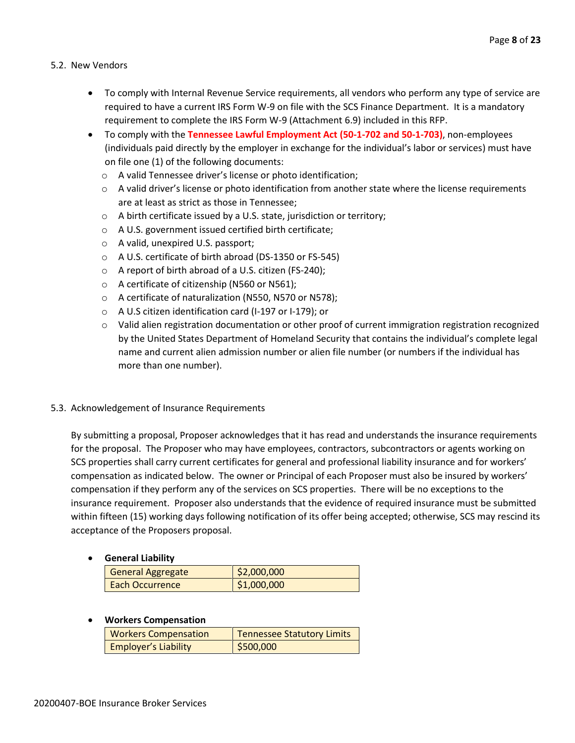5.2. New Vendors

- To comply with Internal Revenue Service requirements, all vendors who perform any type of service are required to have a current IRS Form W-9 on file with the SCS Finance Department. It is a mandatory requirement to complete the IRS Form W-9 (Attachment 6.9) included in this RFP.
- To comply with the **Tennessee Lawful Employment Act (50-1-702 and 50-1-703)**, non-employees (individuals paid directly by the employer in exchange for the individual's labor or services) must have on file one (1) of the following documents:
  - A valid Tennessee driver's license or photo identification;
  - A valid driver's license or photo identification from another state where the license requirements are at least as strict as those in Tennessee;
  - A birth certificate issued by a U.S. state, jurisdiction or territory;
  - A U.S. government issued certified birth certificate;
  - A valid, unexpired U.S. passport;
  - A U.S. certificate of birth abroad (DS-1350 or FS-545)
  - A report of birth abroad of a U.S. citizen (FS-240);
  - A certificate of citizenship (N560 or N561);
  - A certificate of naturalization (N550, N570 or N578);
  - A U.S citizen identification card (I-197 or I-179); or
  - Valid alien registration documentation or other proof of current immigration registration recognized by the United States Department of Homeland Security that contains the individual's complete legal name and current alien admission number or alien file number (or numbers if the individual has more than one number).

5.3. Acknowledgement of Insurance Requirements

By submitting a proposal, Proposer acknowledges that it has read and understands the insurance requirements for the proposal. The Proposer who may have employees, contractors, subcontractors or agents working on SCS properties shall carry current certificates for general and professional liability insurance and for workers' compensation as indicated below. The owner or Principal of each Proposer must also be insured by workers' compensation if they perform any of the services on SCS properties. There will be no exceptions to the insurance requirement. Proposer also understands that the evidence of required insurance must be submitted within fifteen (15) working days following notification of its offer being accepted; otherwise, SCS may rescind its acceptance of the Proposers proposal.

- **General Liability**

| General Aggregate | $2,000,000 |
|---|---|
| Each Occurrence | $1,000,000 |

- **Workers Compensation**

| Workers Compensation | Tennessee Statutory Limits |
|---|---|
| Employer's Liability | $500,000 |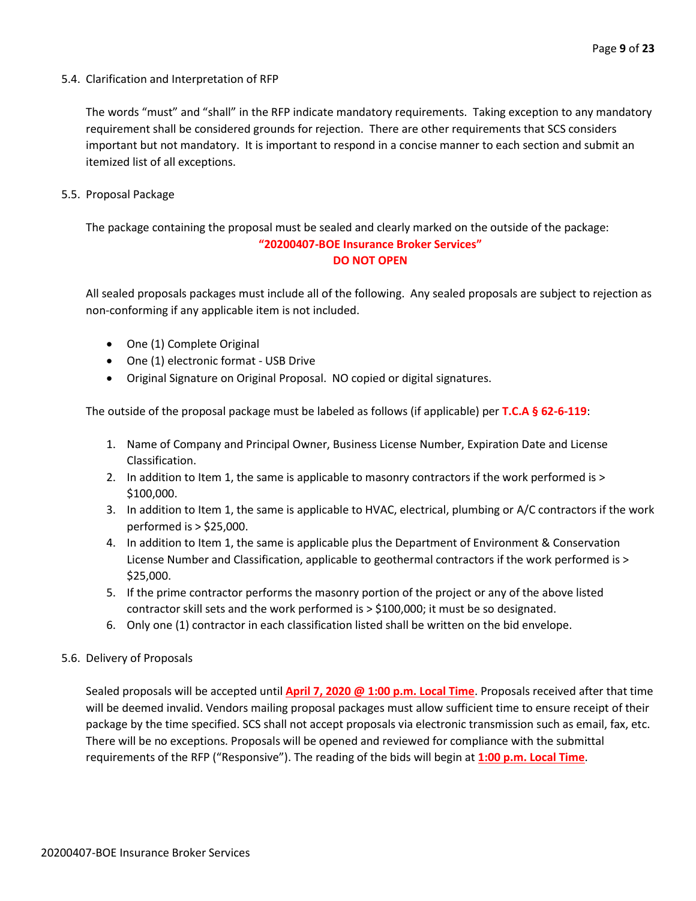### 5.4. Clarification and Interpretation of RFP

The words "must" and "shall" in the RFP indicate mandatory requirements. Taking exception to any mandatory requirement shall be considered grounds for rejection. There are other requirements that SCS considers important but not mandatory. It is important to respond in a concise manner to each section and submit an itemized list of all exceptions.

### 5.5. Proposal Package

The package containing the proposal must be sealed and clearly marked on the outside of the package:

**"20200407-BOE Insurance Broker Services"**
**DO NOT OPEN**

All sealed proposals packages must include all of the following. Any sealed proposals are subject to rejection as non-conforming if any applicable item is not included.

- One (1) Complete Original
- One (1) electronic format - USB Drive
- Original Signature on Original Proposal. NO copied or digital signatures.

The outside of the proposal package must be labeled as follows (if applicable) per **T.C.A § 62-6-119**:

1. Name of Company and Principal Owner, Business License Number, Expiration Date and License Classification.
2. In addition to Item 1, the same is applicable to masonry contractors if the work performed is > $100,000.
3. In addition to Item 1, the same is applicable to HVAC, electrical, plumbing or A/C contractors if the work performed is > $25,000.
4. In addition to Item 1, the same is applicable plus the Department of Environment & Conservation License Number and Classification, applicable to geothermal contractors if the work performed is > $25,000.
5. If the prime contractor performs the masonry portion of the project or any of the above listed contractor skill sets and the work performed is > $100,000; it must be so designated.
6. Only one (1) contractor in each classification listed shall be written on the bid envelope.

### 5.6. Delivery of Proposals

Sealed proposals will be accepted until **April 7, 2020 @ 1:00 p.m. Local Time**. Proposals received after that time will be deemed invalid. Vendors mailing proposal packages must allow sufficient time to ensure receipt of their package by the time specified. SCS shall not accept proposals via electronic transmission such as email, fax, etc. There will be no exceptions. Proposals will be opened and reviewed for compliance with the submittal requirements of the RFP ("Responsive"). The reading of the bids will begin at **1:00 p.m. Local Time**.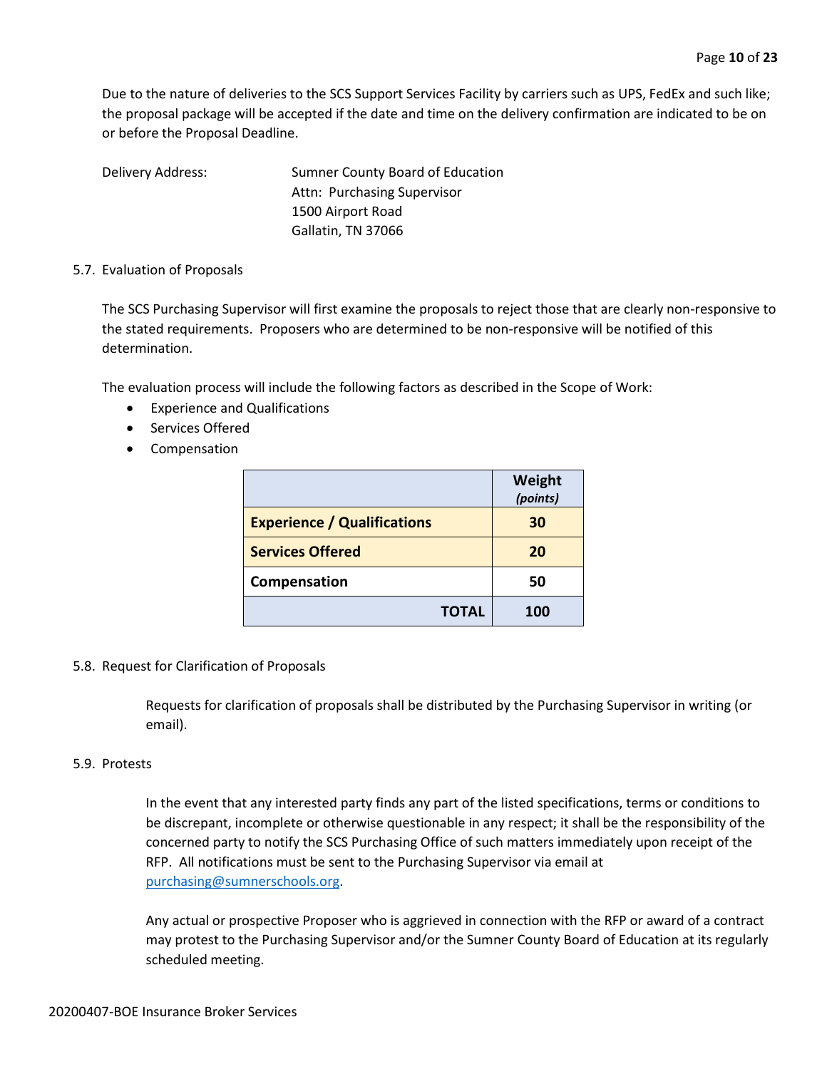Due to the nature of deliveries to the SCS Support Services Facility by carriers such as UPS, FedEx and such like; the proposal package will be accepted if the date and time on the delivery confirmation are indicated to be on or before the Proposal Deadline.

Delivery Address: Sumner County Board of Education
Attn: Purchasing Supervisor
1500 Airport Road
Gallatin, TN 37066

5.7. Evaluation of Proposals

The SCS Purchasing Supervisor will first examine the proposals to reject those that are clearly non-responsive to the stated requirements. Proposers who are determined to be non-responsive will be notified of this determination.

The evaluation process will include the following factors as described in the Scope of Work:

- Experience and Qualifications
- Services Offered
- Compensation

| | **Weight** *(points)* |
|---|---|
| **Experience / Qualifications** | **30** |
| **Services Offered** | **20** |
| **Compensation** | **50** |
| **TOTAL** | **100** |

5.8. Request for Clarification of Proposals

Requests for clarification of proposals shall be distributed by the Purchasing Supervisor in writing (or email).

5.9. Protests

In the event that any interested party finds any part of the listed specifications, terms or conditions to be discrepant, incomplete or otherwise questionable in any respect; it shall be the responsibility of the concerned party to notify the SCS Purchasing Office of such matters immediately upon receipt of the RFP. All notifications must be sent to the Purchasing Supervisor via email at purchasing@sumnerschools.org.

Any actual or prospective Proposer who is aggrieved in connection with the RFP or award of a contract may protest to the Purchasing Supervisor and/or the Sumner County Board of Education at its regularly scheduled meeting.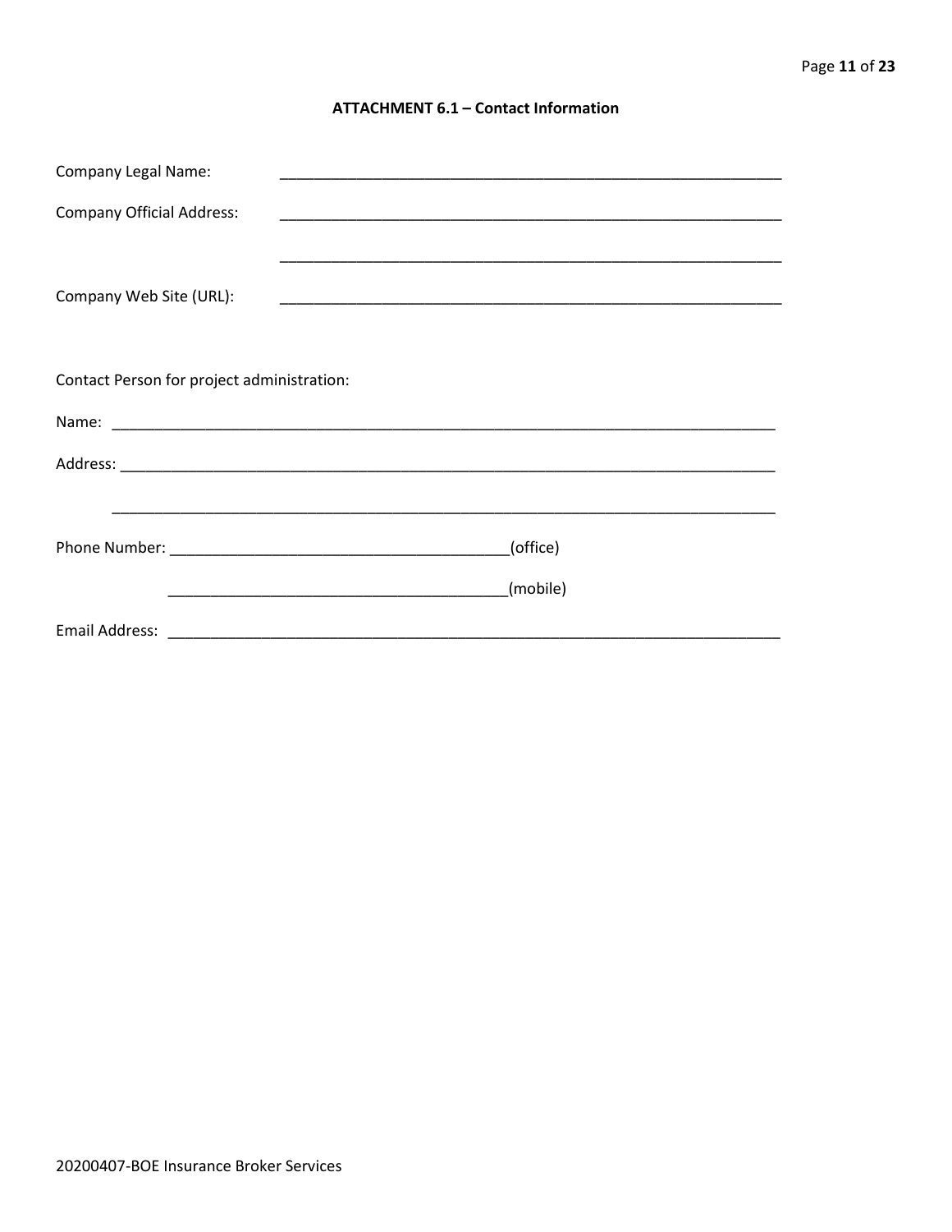### ATTACHMENT 6.1 – Contact Information

Company Legal Name: ____________________________________________________________

Company Official Address: ____________________________________________________________

____________________________________________________________

Company Web Site (URL): ____________________________________________________________

Contact Person for project administration:

Name: ________________________________________________________________________________

Address: ________________________________________________________________________________

________________________________________________________________________________

Phone Number: _______________________________________(office)

_______________________________________(mobile)

Email Address: ___________________________________________________________________________

20200407-BOE Insurance Broker Services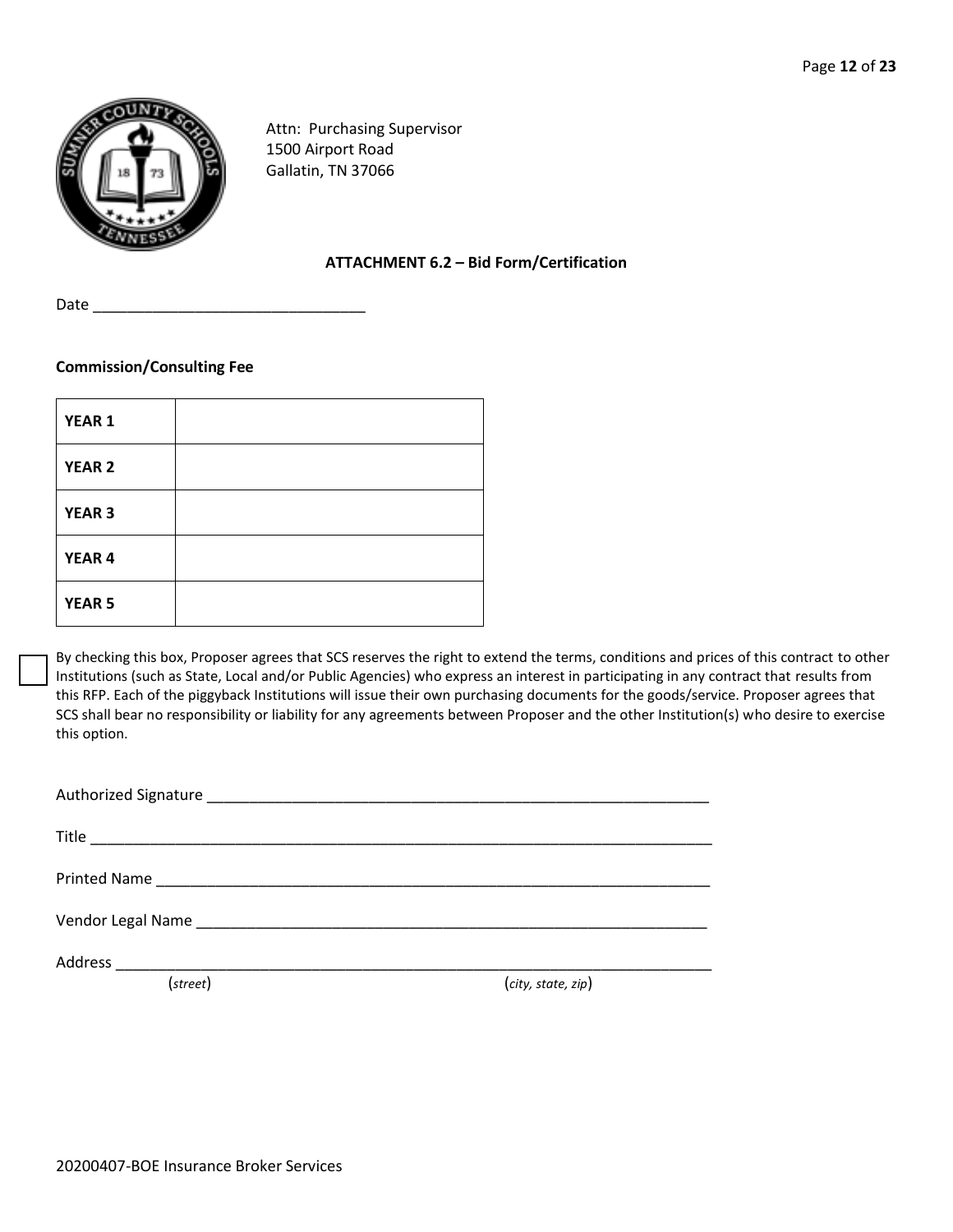Attn: Purchasing Supervisor
1500 Airport Road
Gallatin, TN 37066

**ATTACHMENT 6.2 – Bid Form/Certification**

Date ________________________________

**Commission/Consulting Fee**

| | |
|---|---|
| **YEAR 1** | |
| **YEAR 2** | |
| **YEAR 3** | |
| **YEAR 4** | |
| **YEAR 5** | |

☐ By checking this box, Proposer agrees that SCS reserves the right to extend the terms, conditions and prices of this contract to other Institutions (such as State, Local and/or Public Agencies) who express an interest in participating in any contract that results from this RFP. Each of the piggyback Institutions will issue their own purchasing documents for the goods/service. Proposer agrees that SCS shall bear no responsibility or liability for any agreements between Proposer and the other Institution(s) who desire to exercise this option.

Authorized Signature ____________________________________________________________

Title ___________________________________________________________________________

Printed Name ____________________________________________________________________

Vendor Legal Name _______________________________________________________________

Address _________________________________________________________________________
(*street*) (*city, state, zip*)

20200407-BOE Insurance Broker Services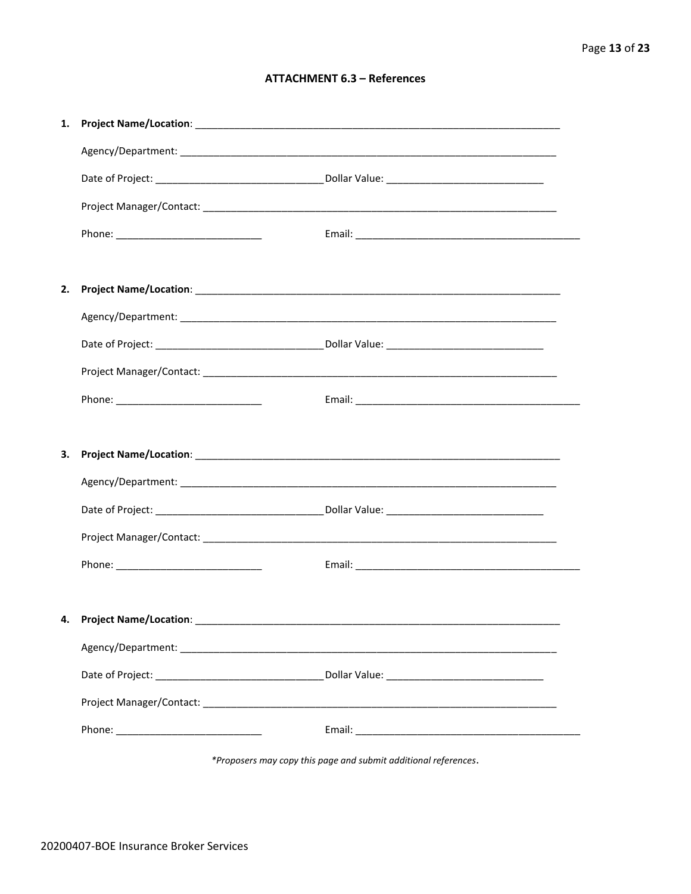### ATTACHMENT 6.3 – References

1. **Project Name/Location**: ____________________________________________________________________

   Agency/Department: ____________________________________________________________________

   Date of Project: ______________________________ Dollar Value: ____________________________

   Project Manager/Contact: _______________________________________________________________

   Phone: ___________________________ Email: _________________________________________

2. **Project Name/Location**: ____________________________________________________________________

   Agency/Department: ____________________________________________________________________

   Date of Project: ______________________________ Dollar Value: ____________________________

   Project Manager/Contact: _______________________________________________________________

   Phone: ___________________________ Email: _________________________________________

3. **Project Name/Location**: ____________________________________________________________________

   Agency/Department: ____________________________________________________________________

   Date of Project: ______________________________ Dollar Value: ____________________________

   Project Manager/Contact: _______________________________________________________________

   Phone: ___________________________ Email: _________________________________________

4. **Project Name/Location**: ____________________________________________________________________

   Agency/Department: ____________________________________________________________________

   Date of Project: ______________________________ Dollar Value: ____________________________

   Project Manager/Contact: _______________________________________________________________

   Phone: ___________________________ Email: _________________________________________

*\*Proposers may copy this page and submit additional references*.

20200407-BOE Insurance Broker Services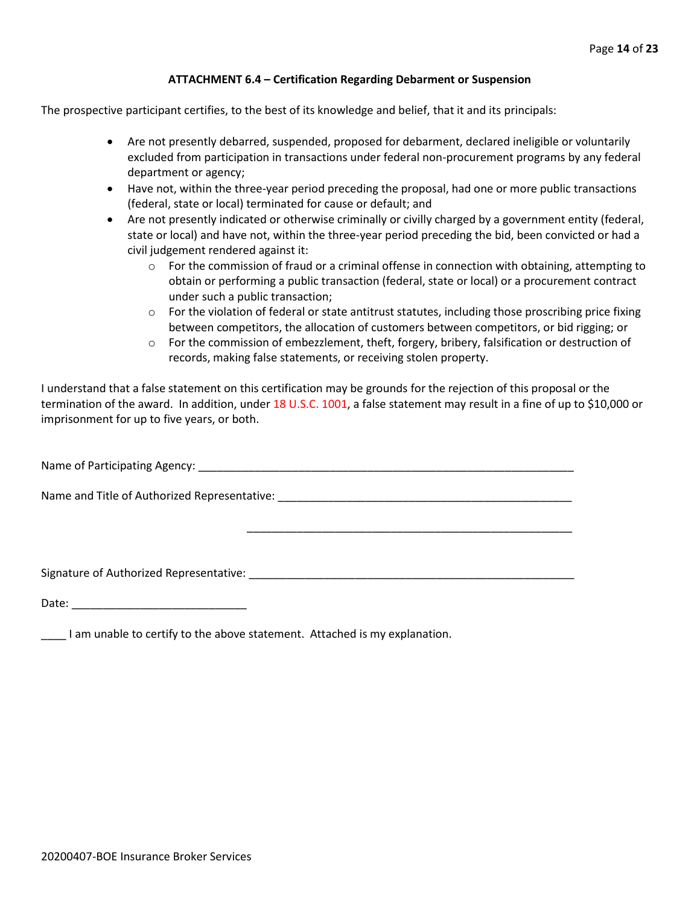### ATTACHMENT 6.4 – Certification Regarding Debarment or Suspension

The prospective participant certifies, to the best of its knowledge and belief, that it and its principals:

- Are not presently debarred, suspended, proposed for debarment, declared ineligible or voluntarily excluded from participation in transactions under federal non-procurement programs by any federal department or agency;
- Have not, within the three-year period preceding the proposal, had one or more public transactions (federal, state or local) terminated for cause or default; and
- Are not presently indicated or otherwise criminally or civilly charged by a government entity (federal, state or local) and have not, within the three-year period preceding the bid, been convicted or had a civil judgement rendered against it:
  - For the commission of fraud or a criminal offense in connection with obtaining, attempting to obtain or performing a public transaction (federal, state or local) or a procurement contract under such a public transaction;
  - For the violation of federal or state antitrust statutes, including those proscribing price fixing between competitors, the allocation of customers between competitors, or bid rigging; or
  - For the commission of embezzlement, theft, forgery, bribery, falsification or destruction of records, making false statements, or receiving stolen property.

I understand that a false statement on this certification may be grounds for the rejection of this proposal or the termination of the award. In addition, under 18 U.S.C. 1001, a false statement may result in a fine of up to $10,000 or imprisonment for up to five years, or both.

Name of Participating Agency: ______________________________________________________________

Name and Title of Authorized Representative: ____________________________________________________

______________________________________________________

Signature of Authorized Representative: ________________________________________________________

Date: ____________________________

____ I am unable to certify to the above statement. Attached is my explanation.

20200407-BOE Insurance Broker Services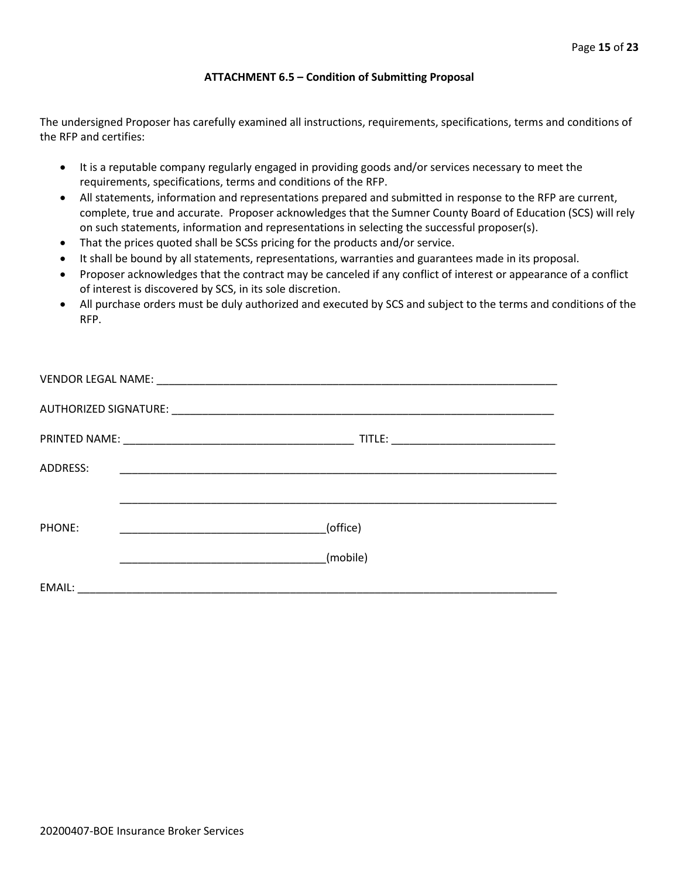### ATTACHMENT 6.5 – Condition of Submitting Proposal

The undersigned Proposer has carefully examined all instructions, requirements, specifications, terms and conditions of the RFP and certifies:

- It is a reputable company regularly engaged in providing goods and/or services necessary to meet the requirements, specifications, terms and conditions of the RFP.
- All statements, information and representations prepared and submitted in response to the RFP are current, complete, true and accurate. Proposer acknowledges that the Sumner County Board of Education (SCS) will rely on such statements, information and representations in selecting the successful proposer(s).
- That the prices quoted shall be SCSs pricing for the products and/or service.
- It shall be bound by all statements, representations, warranties and guarantees made in its proposal.
- Proposer acknowledges that the contract may be canceled if any conflict of interest or appearance of a conflict of interest is discovered by SCS, in its sole discretion.
- All purchase orders must be duly authorized and executed by SCS and subject to the terms and conditions of the RFP.

VENDOR LEGAL NAME: ______________________________________________________________________

AUTHORIZED SIGNATURE: __________________________________________________________________

PRINTED NAME: ______________________________________ TITLE: ___________________________

ADDRESS: ___________________________________________________________________________

___________________________________________________________________________

PHONE: __________________________________(office)

__________________________________(mobile)

EMAIL: _____________________________________________________________________________

20200407-BOE Insurance Broker Services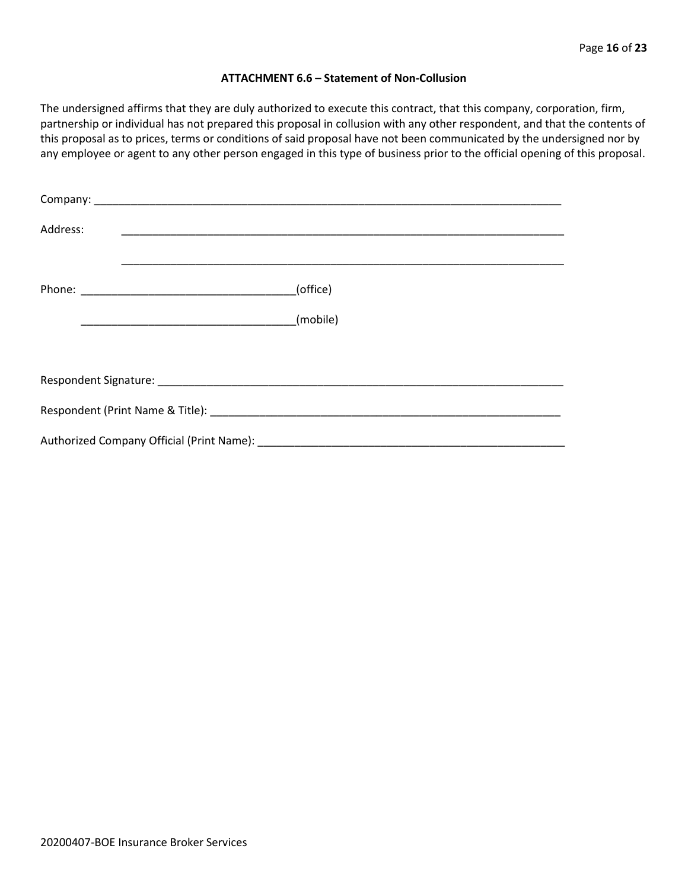### ATTACHMENT 6.6 – Statement of Non-Collusion

The undersigned affirms that they are duly authorized to execute this contract, that this company, corporation, firm, partnership or individual has not prepared this proposal in collusion with any other respondent, and that the contents of this proposal as to prices, terms or conditions of said proposal have not been communicated by the undersigned nor by any employee or agent to any other person engaged in this type of business prior to the official opening of this proposal.

Company: ______________________________________________________________________________

Address: ___________________________________________________________________________

___________________________________________________________________________

Phone: ___________________________________(office)

___________________________________(mobile)

Respondent Signature: ____________________________________________________________________

Respondent (Print Name & Title): ____________________________________________________________

Authorized Company Official (Print Name): ____________________________________________________

20200407-BOE Insurance Broker Services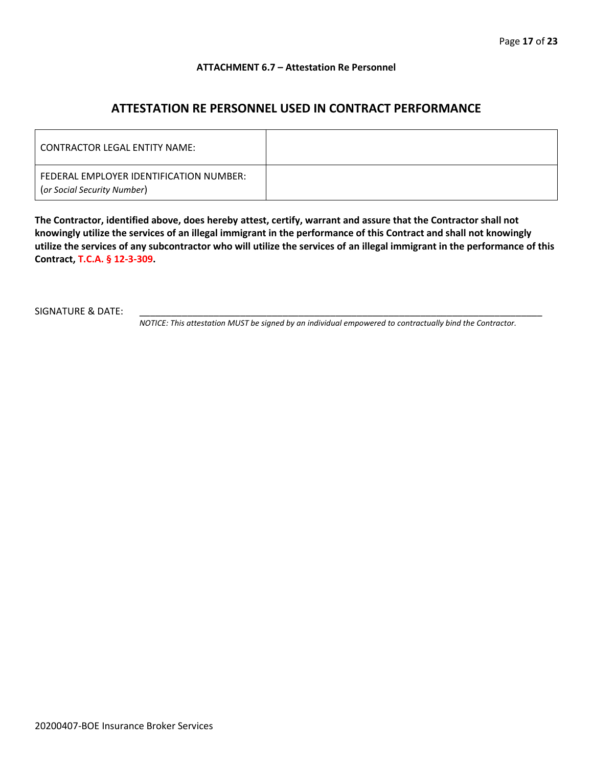**ATTACHMENT 6.7 – Attestation Re Personnel**

## ATTESTATION RE PERSONNEL USED IN CONTRACT PERFORMANCE

| | |
|---|---|
| CONTRACTOR LEGAL ENTITY NAME: | |
| FEDERAL EMPLOYER IDENTIFICATION NUMBER: (*or Social Security Number*) | |

**The Contractor, identified above, does hereby attest, certify, warrant and assure that the Contractor shall not knowingly utilize the services of an illegal immigrant in the performance of this Contract and shall not knowingly utilize the services of any subcontractor who will utilize the services of an illegal immigrant in the performance of this Contract, T.C.A. § 12-3-309.**

SIGNATURE & DATE: ______________________________________________________________

*NOTICE: This attestation MUST be signed by an individual empowered to contractually bind the Contractor.*

20200407-BOE Insurance Broker Services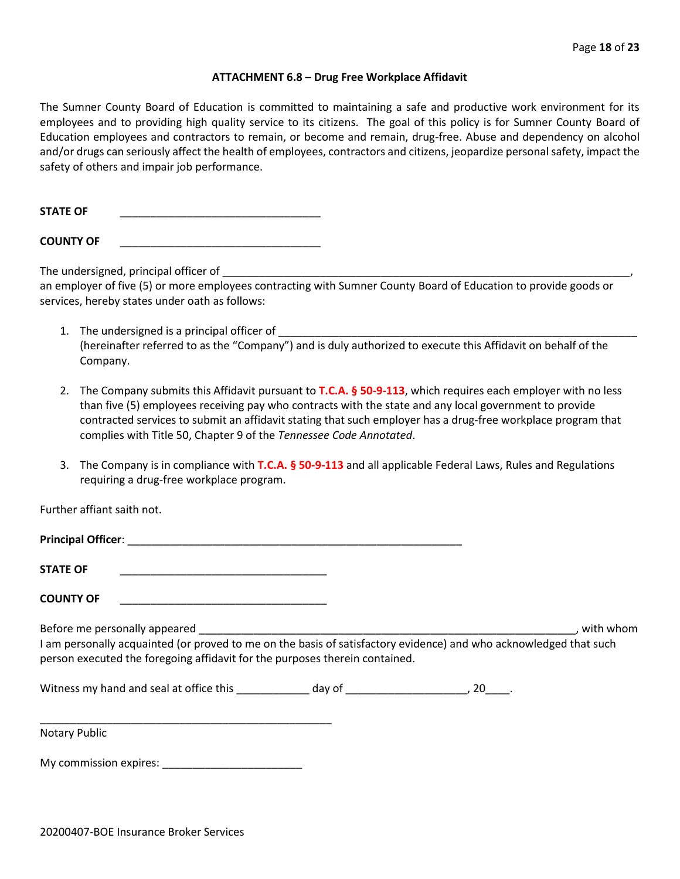### ATTACHMENT 6.8 – Drug Free Workplace Affidavit

The Sumner County Board of Education is committed to maintaining a safe and productive work environment for its employees and to providing high quality service to its citizens. The goal of this policy is for Sumner County Board of Education employees and contractors to remain, or become and remain, drug-free. Abuse and dependency on alcohol and/or drugs can seriously affect the health of employees, contractors and citizens, jeopardize personal safety, impact the safety of others and impair job performance.

**STATE OF** \_\_\_\_\_\_\_\_\_\_\_\_\_\_\_\_\_\_\_\_\_\_\_\_\_\_\_\_\_\_\_\_\_\_

**COUNTY OF** \_\_\_\_\_\_\_\_\_\_\_\_\_\_\_\_\_\_\_\_\_\_\_\_\_\_\_\_\_\_\_\_\_\_

The undersigned, principal officer of \_\_\_\_\_\_\_\_\_\_\_\_\_\_\_\_\_\_\_\_\_\_\_\_\_\_\_\_\_\_\_\_\_\_\_\_\_\_\_\_\_\_\_\_\_\_\_\_\_\_\_\_\_\_\_\_\_\_\_\_\_\_\_\_\_\_\_\_,
an employer of five (5) or more employees contracting with Sumner County Board of Education to provide goods or services, hereby states under oath as follows:

1. The undersigned is a principal officer of \_\_\_\_\_\_\_\_\_\_\_\_\_\_\_\_\_\_\_\_\_\_\_\_\_\_\_\_\_\_\_\_\_\_\_\_\_\_\_\_\_\_\_\_\_\_\_\_\_\_\_\_\_\_\_\_\_\_\_\_ (hereinafter referred to as the "Company") and is duly authorized to execute this Affidavit on behalf of the Company.

2. The Company submits this Affidavit pursuant to **T.C.A. § 50-9-113**, which requires each employer with no less than five (5) employees receiving pay who contracts with the state and any local government to provide contracted services to submit an affidavit stating that such employer has a drug-free workplace program that complies with Title 50, Chapter 9 of the *Tennessee Code Annotated*.

3. The Company is in compliance with **T.C.A. § 50-9-113** and all applicable Federal Laws, Rules and Regulations requiring a drug-free workplace program.

Further affiant saith not.

**Principal Officer**: \_\_\_\_\_\_\_\_\_\_\_\_\_\_\_\_\_\_\_\_\_\_\_\_\_\_\_\_\_\_\_\_\_\_\_\_\_\_\_\_\_\_\_\_\_\_\_\_\_\_\_\_\_\_\_\_

**STATE OF** \_\_\_\_\_\_\_\_\_\_\_\_\_\_\_\_\_\_\_\_\_\_\_\_\_\_\_\_\_\_\_\_\_\_\_

**COUNTY OF** \_\_\_\_\_\_\_\_\_\_\_\_\_\_\_\_\_\_\_\_\_\_\_\_\_\_\_\_\_\_\_\_\_\_\_

Before me personally appeared \_\_\_\_\_\_\_\_\_\_\_\_\_\_\_\_\_\_\_\_\_\_\_\_\_\_\_\_\_\_\_\_\_\_\_\_\_\_\_\_\_\_\_\_\_\_\_\_\_\_\_\_\_\_\_\_\_\_\_\_\_\_\_\_, with whom I am personally acquainted (or proved to me on the basis of satisfactory evidence) and who acknowledged that such person executed the foregoing affidavit for the purposes therein contained.

Witness my hand and seal at office this \_\_\_\_\_\_\_\_\_\_\_\_ day of \_\_\_\_\_\_\_\_\_\_\_\_\_\_\_\_\_\_\_\_, 20\_\_\_\_.

\_\_\_\_\_\_\_\_\_\_\_\_\_\_\_\_\_\_\_\_\_\_\_\_\_\_\_\_\_\_\_\_\_\_\_\_\_\_\_\_\_\_\_\_\_\_\_\_\_\_
Notary Public

My commission expires: \_\_\_\_\_\_\_\_\_\_\_\_\_\_\_\_\_\_\_\_\_\_\_\_

20200407-BOE Insurance Broker Services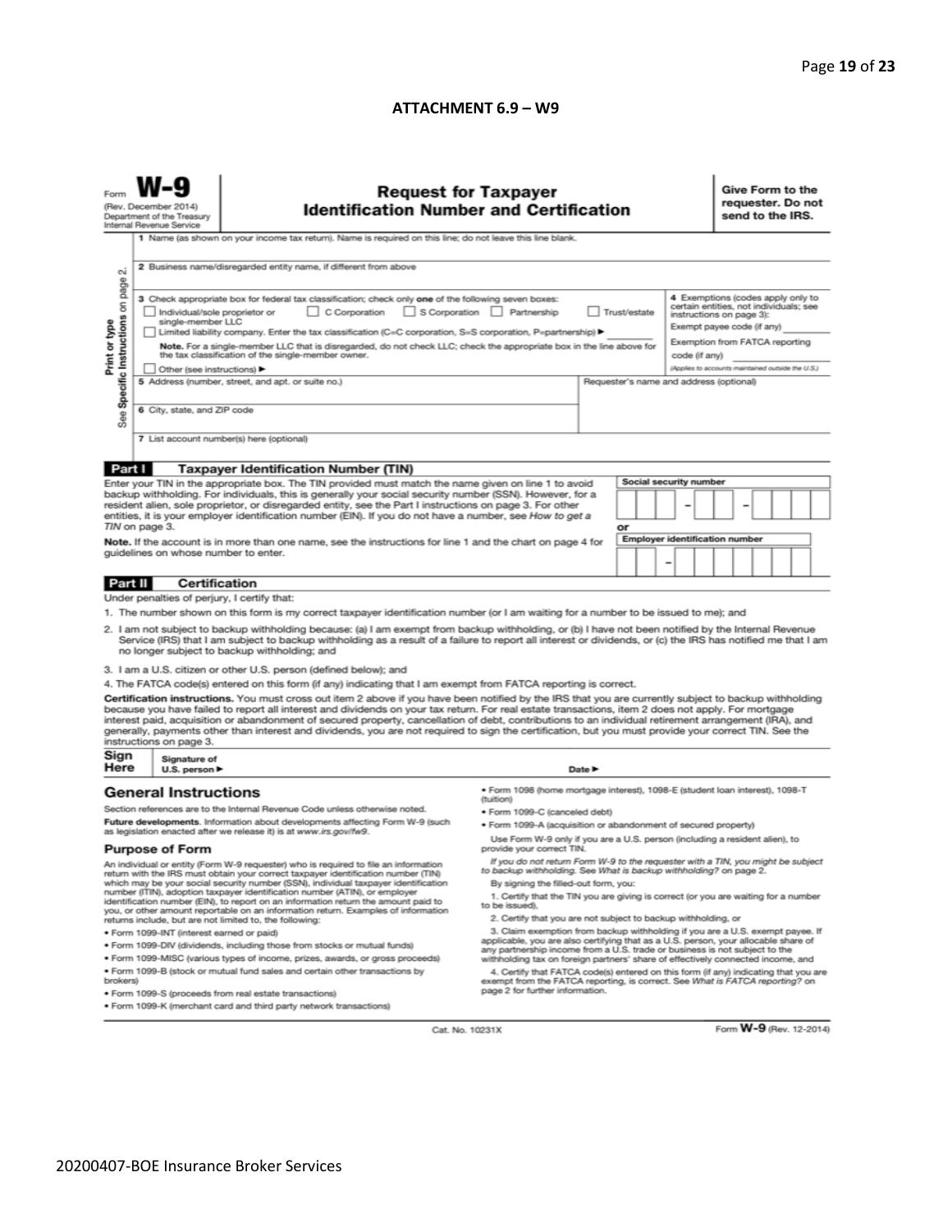## ATTACHMENT 6.9 – W9

Form **W-9**
(Rev. December 2014)
Department of the Treasury
Internal Revenue Service

# Request for Taxpayer Identification Number and Certification

**Give Form to the requester. Do not send to the IRS.**

Print or type
See Specific Instructions on page 2.

1 Name (as shown on your income tax return). Name is required on this line; do not leave this line blank.

2 Business name/disregarded entity name, if different from above

3 Check appropriate box for federal tax classification; check only **one** of the following seven boxes:

☐ Individual/sole proprietor or single-member LLC ☐ C Corporation ☐ S Corporation ☐ Partnership ☐ Trust/estate

☐ Limited liability company. Enter the tax classification (C=C corporation, S=S corporation, P=partnership) ▶ ________

**Note.** For a single-member LLC that is disregarded, do not check LLC; check the appropriate box in the line above for the tax classification of the single-member owner.

☐ Other (see instructions) ▶

4 Exemptions (codes apply only to certain entities, not individuals; see instructions on page 3):

Exempt payee code (if any) ________

Exemption from FATCA reporting code (if any) ________

*(Applies to accounts maintained outside the U.S.)*

5 Address (number, street, and apt. or suite no.)

Requester's name and address (optional)

6 City, state, and ZIP code

7 List account number(s) here (optional)

## Part I Taxpayer Identification Number (TIN)

Enter your TIN in the appropriate box. The TIN provided must match the name given on line 1 to avoid backup withholding. For individuals, this is generally your social security number (SSN). However, for a resident alien, sole proprietor, or disregarded entity, see the Part I instructions on page 3. For other entities, it is your employer identification number (EIN). If you do not have a number, see *How to get a TIN* on page 3.

**Note.** If the account is in more than one name, see the instructions for line 1 and the chart on page 4 for guidelines on whose number to enter.

**Social security number**

[ ][ ][ ] – [ ][ ] – [ ][ ][ ][ ]

or

**Employer identification number**

[ ][ ] – [ ][ ][ ][ ][ ][ ][ ]

## Part II Certification

Under penalties of perjury, I certify that:

1. The number shown on this form is my correct taxpayer identification number (or I am waiting for a number to be issued to me); and
2. I am not subject to backup withholding because: (a) I am exempt from backup withholding, or (b) I have not been notified by the Internal Revenue Service (IRS) that I am subject to backup withholding as a result of a failure to report all interest or dividends, or (c) the IRS has notified me that I am no longer subject to backup withholding; and
3. I am a U.S. citizen or other U.S. person (defined below); and
4. The FATCA code(s) entered on this form (if any) indicating that I am exempt from FATCA reporting is correct.

**Certification instructions.** You must cross out item 2 above if you have been notified by the IRS that you are currently subject to backup withholding because you have failed to report all interest and dividends on your tax return. For real estate transactions, item 2 does not apply. For mortgage interest paid, acquisition or abandonment of secured property, cancellation of debt, contributions to an individual retirement arrangement (IRA), and generally, payments other than interest and dividends, you are not required to sign the certification, but you must provide your correct TIN. See the instructions on page 3.

**Sign Here** Signature of U.S. person ▶ Date ▶

## General Instructions

Section references are to the Internal Revenue Code unless otherwise noted.

**Future developments.** Information about developments affecting Form W-9 (such as legislation enacted after we release it) is at *www.irs.gov/fw9*.

### Purpose of Form

An individual or entity (Form W-9 requester) who is required to file an information return with the IRS must obtain your correct taxpayer identification number (TIN) which may be your social security number (SSN), individual taxpayer identification number (ITIN), adoption taxpayer identification number (ATIN), or employer identification number (EIN), to report on an information return the amount paid to you, or other amount reportable on an information return. Examples of information returns include, but are not limited to, the following:

- Form 1099-INT (interest earned or paid)
- Form 1099-DIV (dividends, including those from stocks or mutual funds)
- Form 1099-MISC (various types of income, prizes, awards, or gross proceeds)
- Form 1099-B (stock or mutual fund sales and certain other transactions by brokers)
- Form 1099-S (proceeds from real estate transactions)
- Form 1099-K (merchant card and third party network transactions)
- Form 1098 (home mortgage interest), 1098-E (student loan interest), 1098-T (tuition)
- Form 1099-C (canceled debt)
- Form 1099-A (acquisition or abandonment of secured property)

Use Form W-9 only if you are a U.S. person (including a resident alien), to provide your correct TIN.

*If you do not return Form W-9 to the requester with a TIN, you might be subject to backup withholding. See What is backup withholding? on page 2.*

By signing the filled-out form, you:

1. Certify that the TIN you are giving is correct (or you are waiting for a number to be issued),
2. Certify that you are not subject to backup withholding, or
3. Claim exemption from backup withholding if you are a U.S. exempt payee. If applicable, you are also certifying that as a U.S. person, your allocable share of any partnership income from a U.S. trade or business is not subject to the withholding tax on foreign partners' share of effectively connected income, and
4. Certify that FATCA code(s) entered on this form (if any) indicating that you are exempt from the FATCA reporting, is correct. See *What is FATCA reporting?* on page 2 for further information.

Cat. No. 10231X

Form **W-9** (Rev. 12-2014)

20200407-BOE Insurance Broker Services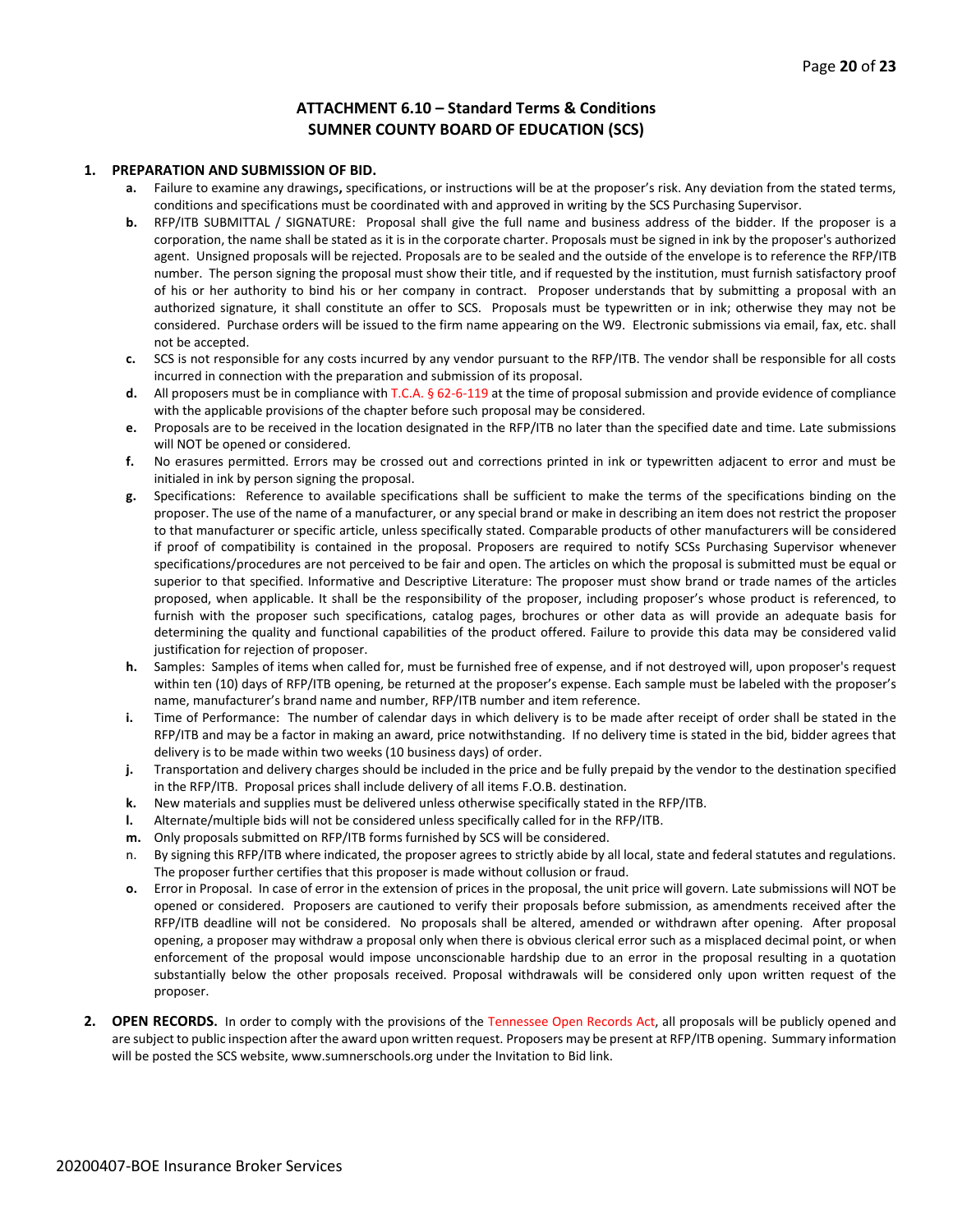# ATTACHMENT 6.10 – Standard Terms & Conditions
## SUMNER COUNTY BOARD OF EDUCATION (SCS)

**1. PREPARATION AND SUBMISSION OF BID.**

- **a.** Failure to examine any drawings**,** specifications, or instructions will be at the proposer's risk. Any deviation from the stated terms, conditions and specifications must be coordinated with and approved in writing by the SCS Purchasing Supervisor.
- **b.** RFP/ITB SUBMITTAL / SIGNATURE: Proposal shall give the full name and business address of the bidder. If the proposer is a corporation, the name shall be stated as it is in the corporate charter. Proposals must be signed in ink by the proposer's authorized agent. Unsigned proposals will be rejected. Proposals are to be sealed and the outside of the envelope is to reference the RFP/ITB number. The person signing the proposal must show their title, and if requested by the institution, must furnish satisfactory proof of his or her authority to bind his or her company in contract. Proposer understands that by submitting a proposal with an authorized signature, it shall constitute an offer to SCS. Proposals must be typewritten or in ink; otherwise they may not be considered. Purchase orders will be issued to the firm name appearing on the W9. Electronic submissions via email, fax, etc. shall not be accepted.
- **c.** SCS is not responsible for any costs incurred by any vendor pursuant to the RFP/ITB. The vendor shall be responsible for all costs incurred in connection with the preparation and submission of its proposal.
- **d.** All proposers must be in compliance with T.C.A. § 62-6-119 at the time of proposal submission and provide evidence of compliance with the applicable provisions of the chapter before such proposal may be considered.
- **e.** Proposals are to be received in the location designated in the RFP/ITB no later than the specified date and time. Late submissions will NOT be opened or considered.
- **f.** No erasures permitted. Errors may be crossed out and corrections printed in ink or typewritten adjacent to error and must be initialed in ink by person signing the proposal.
- **g.** Specifications: Reference to available specifications shall be sufficient to make the terms of the specifications binding on the proposer. The use of the name of a manufacturer, or any special brand or make in describing an item does not restrict the proposer to that manufacturer or specific article, unless specifically stated. Comparable products of other manufacturers will be considered if proof of compatibility is contained in the proposal. Proposers are required to notify SCSs Purchasing Supervisor whenever specifications/procedures are not perceived to be fair and open. The articles on which the proposal is submitted must be equal or superior to that specified. Informative and Descriptive Literature: The proposer must show brand or trade names of the articles proposed, when applicable. It shall be the responsibility of the proposer, including proposer's whose product is referenced, to furnish with the proposer such specifications, catalog pages, brochures or other data as will provide an adequate basis for determining the quality and functional capabilities of the product offered. Failure to provide this data may be considered valid justification for rejection of proposer.
- **h.** Samples: Samples of items when called for, must be furnished free of expense, and if not destroyed will, upon proposer's request within ten (10) days of RFP/ITB opening, be returned at the proposer's expense. Each sample must be labeled with the proposer's name, manufacturer's brand name and number, RFP/ITB number and item reference.
- **i.** Time of Performance: The number of calendar days in which delivery is to be made after receipt of order shall be stated in the RFP/ITB and may be a factor in making an award, price notwithstanding. If no delivery time is stated in the bid, bidder agrees that delivery is to be made within two weeks (10 business days) of order.
- **j.** Transportation and delivery charges should be included in the price and be fully prepaid by the vendor to the destination specified in the RFP/ITB. Proposal prices shall include delivery of all items F.O.B. destination.
- **k.** New materials and supplies must be delivered unless otherwise specifically stated in the RFP/ITB.
- **l.** Alternate/multiple bids will not be considered unless specifically called for in the RFP/ITB.
- **m.** Only proposals submitted on RFP/ITB forms furnished by SCS will be considered.
- n. By signing this RFP/ITB where indicated, the proposer agrees to strictly abide by all local, state and federal statutes and regulations. The proposer further certifies that this proposer is made without collusion or fraud.
- **o.** Error in Proposal. In case of error in the extension of prices in the proposal, the unit price will govern. Late submissions will NOT be opened or considered. Proposers are cautioned to verify their proposals before submission, as amendments received after the RFP/ITB deadline will not be considered. No proposals shall be altered, amended or withdrawn after opening. After proposal opening, a proposer may withdraw a proposal only when there is obvious clerical error such as a misplaced decimal point, or when enforcement of the proposal would impose unconscionable hardship due to an error in the proposal resulting in a quotation substantially below the other proposals received. Proposal withdrawals will be considered only upon written request of the proposer.

**2. OPEN RECORDS.** In order to comply with the provisions of the Tennessee Open Records Act, all proposals will be publicly opened and are subject to public inspection after the award upon written request. Proposers may be present at RFP/ITB opening. Summary information will be posted the SCS website, www.sumnerschools.org under the Invitation to Bid link.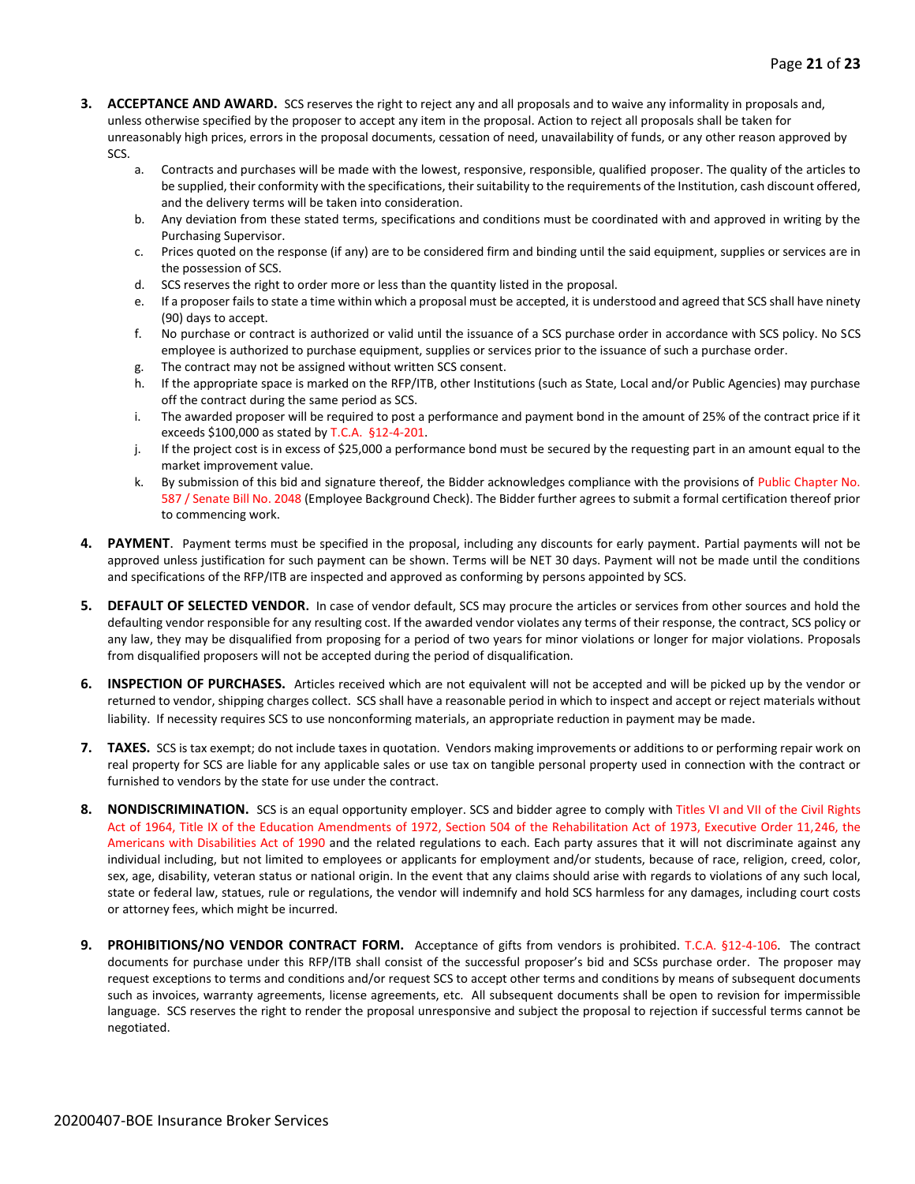3. **ACCEPTANCE AND AWARD.** SCS reserves the right to reject any and all proposals and to waive any informality in proposals and, unless otherwise specified by the proposer to accept any item in the proposal. Action to reject all proposals shall be taken for unreasonably high prices, errors in the proposal documents, cessation of need, unavailability of funds, or any other reason approved by SCS.
   a. Contracts and purchases will be made with the lowest, responsive, responsible, qualified proposer. The quality of the articles to be supplied, their conformity with the specifications, their suitability to the requirements of the Institution, cash discount offered, and the delivery terms will be taken into consideration.
   b. Any deviation from these stated terms, specifications and conditions must be coordinated with and approved in writing by the Purchasing Supervisor.
   c. Prices quoted on the response (if any) are to be considered firm and binding until the said equipment, supplies or services are in the possession of SCS.
   d. SCS reserves the right to order more or less than the quantity listed in the proposal.
   e. If a proposer fails to state a time within which a proposal must be accepted, it is understood and agreed that SCS shall have ninety (90) days to accept.
   f. No purchase or contract is authorized or valid until the issuance of a SCS purchase order in accordance with SCS policy. No SCS employee is authorized to purchase equipment, supplies or services prior to the issuance of such a purchase order.
   g. The contract may not be assigned without written SCS consent.
   h. If the appropriate space is marked on the RFP/ITB, other Institutions (such as State, Local and/or Public Agencies) may purchase off the contract during the same period as SCS.
   i. The awarded proposer will be required to post a performance and payment bond in the amount of 25% of the contract price if it exceeds $100,000 as stated by T.C.A. §12-4-201.
   j. If the project cost is in excess of $25,000 a performance bond must be secured by the requesting part in an amount equal to the market improvement value.
   k. By submission of this bid and signature thereof, the Bidder acknowledges compliance with the provisions of Public Chapter No. 587 / Senate Bill No. 2048 (Employee Background Check). The Bidder further agrees to submit a formal certification thereof prior to commencing work.

4. **PAYMENT**. Payment terms must be specified in the proposal, including any discounts for early payment. Partial payments will not be approved unless justification for such payment can be shown. Terms will be NET 30 days. Payment will not be made until the conditions and specifications of the RFP/ITB are inspected and approved as conforming by persons appointed by SCS.

5. **DEFAULT OF SELECTED VENDOR.** In case of vendor default, SCS may procure the articles or services from other sources and hold the defaulting vendor responsible for any resulting cost. If the awarded vendor violates any terms of their response, the contract, SCS policy or any law, they may be disqualified from proposing for a period of two years for minor violations or longer for major violations. Proposals from disqualified proposers will not be accepted during the period of disqualification.

6. **INSPECTION OF PURCHASES.** Articles received which are not equivalent will not be accepted and will be picked up by the vendor or returned to vendor, shipping charges collect. SCS shall have a reasonable period in which to inspect and accept or reject materials without liability. If necessity requires SCS to use nonconforming materials, an appropriate reduction in payment may be made.

7. **TAXES.** SCS is tax exempt; do not include taxes in quotation. Vendors making improvements or additions to or performing repair work on real property for SCS are liable for any applicable sales or use tax on tangible personal property used in connection with the contract or furnished to vendors by the state for use under the contract.

8. **NONDISCRIMINATION.** SCS is an equal opportunity employer. SCS and bidder agree to comply with Titles VI and VII of the Civil Rights Act of 1964, Title IX of the Education Amendments of 1972, Section 504 of the Rehabilitation Act of 1973, Executive Order 11,246, the Americans with Disabilities Act of 1990 and the related regulations to each. Each party assures that it will not discriminate against any individual including, but not limited to employees or applicants for employment and/or students, because of race, religion, creed, color, sex, age, disability, veteran status or national origin. In the event that any claims should arise with regards to violations of any such local, state or federal law, statues, rule or regulations, the vendor will indemnify and hold SCS harmless for any damages, including court costs or attorney fees, which might be incurred.

9. **PROHIBITIONS/NO VENDOR CONTRACT FORM.** Acceptance of gifts from vendors is prohibited. T.C.A. §12-4-106. The contract documents for purchase under this RFP/ITB shall consist of the successful proposer's bid and SCSs purchase order. The proposer may request exceptions to terms and conditions and/or request SCS to accept other terms and conditions by means of subsequent documents such as invoices, warranty agreements, license agreements, etc. All subsequent documents shall be open to revision for impermissible language. SCS reserves the right to render the proposal unresponsive and subject the proposal to rejection if successful terms cannot be negotiated.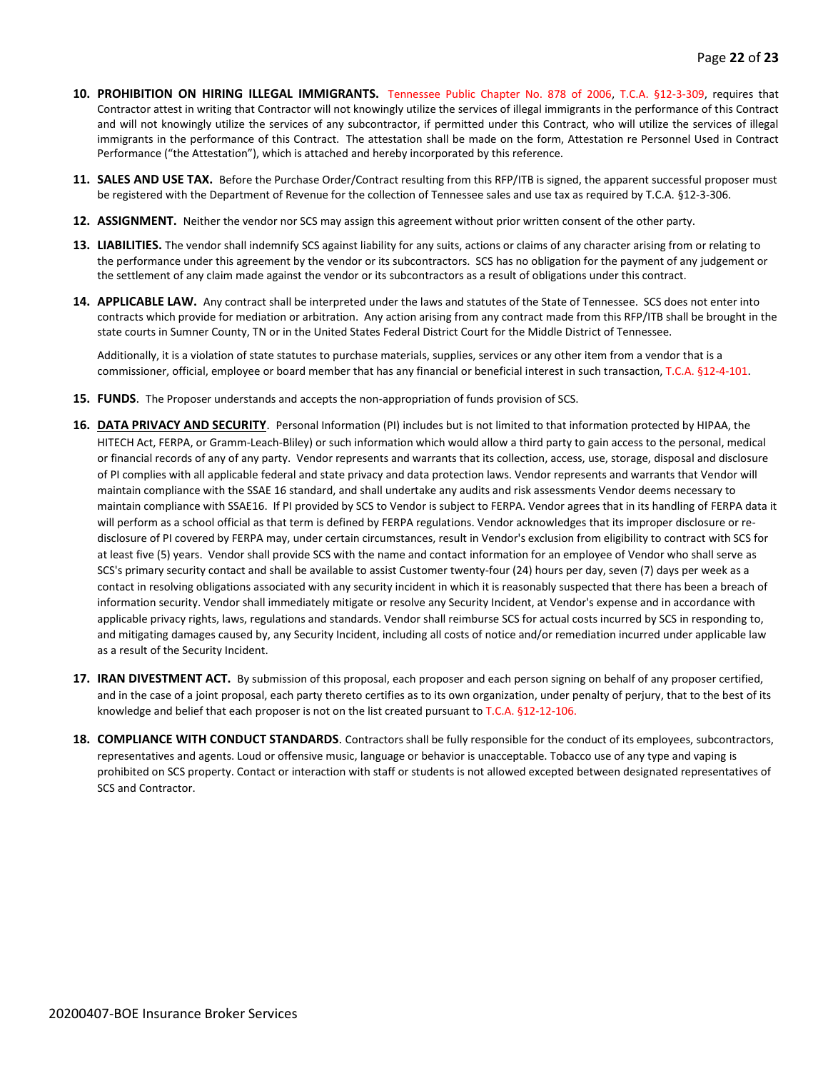10. **PROHIBITION ON HIRING ILLEGAL IMMIGRANTS.** Tennessee Public Chapter No. 878 of 2006, T.C.A. §12-3-309, requires that Contractor attest in writing that Contractor will not knowingly utilize the services of illegal immigrants in the performance of this Contract and will not knowingly utilize the services of any subcontractor, if permitted under this Contract, who will utilize the services of illegal immigrants in the performance of this Contract. The attestation shall be made on the form, Attestation re Personnel Used in Contract Performance ("the Attestation"), which is attached and hereby incorporated by this reference.

11. **SALES AND USE TAX.** Before the Purchase Order/Contract resulting from this RFP/ITB is signed, the apparent successful proposer must be registered with the Department of Revenue for the collection of Tennessee sales and use tax as required by T.C.A. §12-3-306.

12. **ASSIGNMENT.** Neither the vendor nor SCS may assign this agreement without prior written consent of the other party.

13. **LIABILITIES.** The vendor shall indemnify SCS against liability for any suits, actions or claims of any character arising from or relating to the performance under this agreement by the vendor or its subcontractors. SCS has no obligation for the payment of any judgement or the settlement of any claim made against the vendor or its subcontractors as a result of obligations under this contract.

14. **APPLICABLE LAW.** Any contract shall be interpreted under the laws and statutes of the State of Tennessee. SCS does not enter into contracts which provide for mediation or arbitration. Any action arising from any contract made from this RFP/ITB shall be brought in the state courts in Sumner County, TN or in the United States Federal District Court for the Middle District of Tennessee.

    Additionally, it is a violation of state statutes to purchase materials, supplies, services or any other item from a vendor that is a commissioner, official, employee or board member that has any financial or beneficial interest in such transaction, T.C.A. §12-4-101.

15. **FUNDS**. The Proposer understands and accepts the non-appropriation of funds provision of SCS.

16. **DATA PRIVACY AND SECURITY**. Personal Information (PI) includes but is not limited to that information protected by HIPAA, the HITECH Act, FERPA, or Gramm-Leach-Bliley) or such information which would allow a third party to gain access to the personal, medical or financial records of any of any party. Vendor represents and warrants that its collection, access, use, storage, disposal and disclosure of PI complies with all applicable federal and state privacy and data protection laws. Vendor represents and warrants that Vendor will maintain compliance with the SSAE 16 standard, and shall undertake any audits and risk assessments Vendor deems necessary to maintain compliance with SSAE16. If PI provided by SCS to Vendor is subject to FERPA. Vendor agrees that in its handling of FERPA data it will perform as a school official as that term is defined by FERPA regulations. Vendor acknowledges that its improper disclosure or re-disclosure of PI covered by FERPA may, under certain circumstances, result in Vendor's exclusion from eligibility to contract with SCS for at least five (5) years. Vendor shall provide SCS with the name and contact information for an employee of Vendor who shall serve as SCS's primary security contact and shall be available to assist Customer twenty-four (24) hours per day, seven (7) days per week as a contact in resolving obligations associated with any security incident in which it is reasonably suspected that there has been a breach of information security. Vendor shall immediately mitigate or resolve any Security Incident, at Vendor's expense and in accordance with applicable privacy rights, laws, regulations and standards. Vendor shall reimburse SCS for actual costs incurred by SCS in responding to, and mitigating damages caused by, any Security Incident, including all costs of notice and/or remediation incurred under applicable law as a result of the Security Incident.

17. **IRAN DIVESTMENT ACT.** By submission of this proposal, each proposer and each person signing on behalf of any proposer certified, and in the case of a joint proposal, each party thereto certifies as to its own organization, under penalty of perjury, that to the best of its knowledge and belief that each proposer is not on the list created pursuant to T.C.A. §12-12-106.

18. **COMPLIANCE WITH CONDUCT STANDARDS**. Contractors shall be fully responsible for the conduct of its employees, subcontractors, representatives and agents. Loud or offensive music, language or behavior is unacceptable. Tobacco use of any type and vaping is prohibited on SCS property. Contact or interaction with staff or students is not allowed excepted between designated representatives of SCS and Contractor.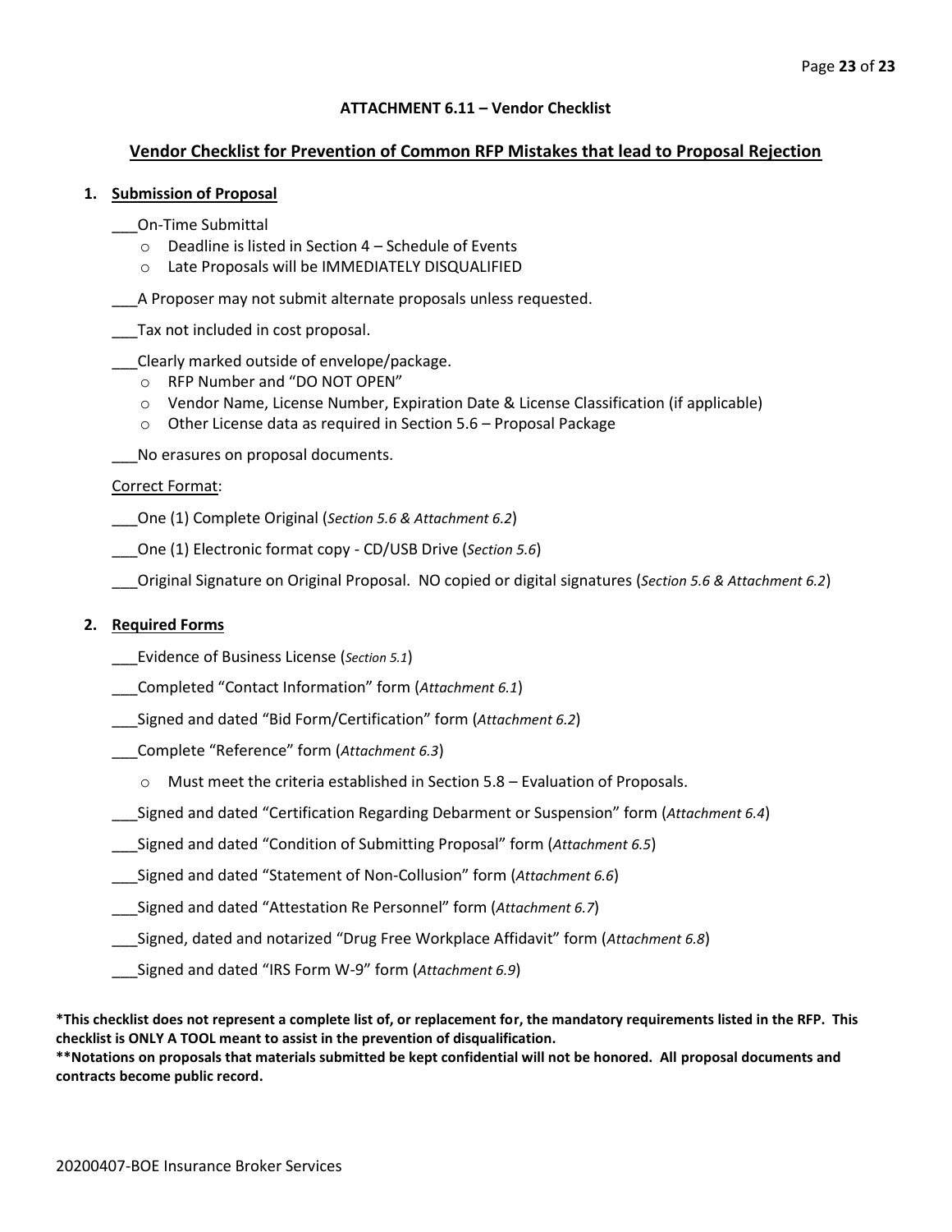### ATTACHMENT 6.11 – Vendor Checklist

## Vendor Checklist for Prevention of Common RFP Mistakes that lead to Proposal Rejection

1. **Submission of Proposal**

   ___On-Time Submittal
   - Deadline is listed in Section 4 – Schedule of Events
   - Late Proposals will be IMMEDIATELY DISQUALIFIED

   ___A Proposer may not submit alternate proposals unless requested.

   ___Tax not included in cost proposal.

   ___Clearly marked outside of envelope/package.
   - RFP Number and "DO NOT OPEN"
   - Vendor Name, License Number, Expiration Date & License Classification (if applicable)
   - Other License data as required in Section 5.6 – Proposal Package

   ___No erasures on proposal documents.

   Correct Format:

   ___One (1) Complete Original (*Section 5.6 & Attachment 6.2*)

   ___One (1) Electronic format copy - CD/USB Drive (*Section 5.6*)

   ___Original Signature on Original Proposal. NO copied or digital signatures (*Section 5.6 & Attachment 6.2*)

2. **Required Forms**

   ___Evidence of Business License (*Section 5.1*)

   ___Completed "Contact Information" form (*Attachment 6.1*)

   ___Signed and dated "Bid Form/Certification" form (*Attachment 6.2*)

   ___Complete "Reference" form (*Attachment 6.3*)
   - Must meet the criteria established in Section 5.8 – Evaluation of Proposals.

   ___Signed and dated "Certification Regarding Debarment or Suspension" form (*Attachment 6.4*)

   ___Signed and dated "Condition of Submitting Proposal" form (*Attachment 6.5*)

   ___Signed and dated "Statement of Non-Collusion" form (*Attachment 6.6*)

   ___Signed and dated "Attestation Re Personnel" form (*Attachment 6.7*)

   ___Signed, dated and notarized "Drug Free Workplace Affidavit" form (*Attachment 6.8*)

   ___Signed and dated "IRS Form W-9" form (*Attachment 6.9*)

**\*This checklist does not represent a complete list of, or replacement for, the mandatory requirements listed in the RFP. This checklist is ONLY A TOOL meant to assist in the prevention of disqualification.**

**\*\*Notations on proposals that materials submitted be kept confidential will not be honored. All proposal documents and contracts become public record.**